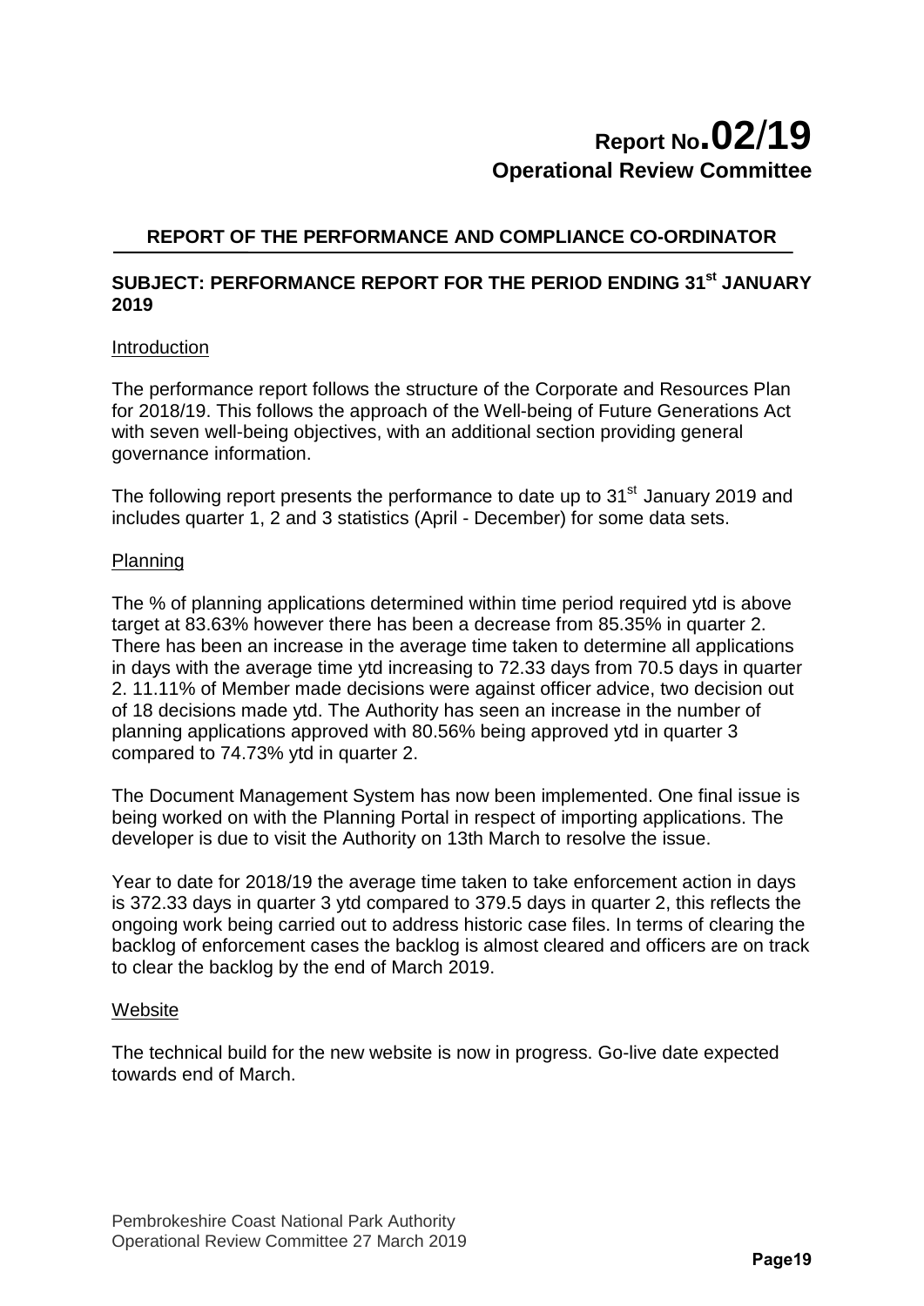# Report No.02/19
## Operational Review Committee

### REPORT OF THE PERFORMANCE AND COMPLIANCE CO-ORDINATOR

### SUBJECT: PERFORMANCE REPORT FOR THE PERIOD ENDING 31st JANUARY 2019

Introduction

The performance report follows the structure of the Corporate and Resources Plan for 2018/19. This follows the approach of the Well-being of Future Generations Act with seven well-being objectives, with an additional section providing general governance information.

The following report presents the performance to date up to 31st January 2019 and includes quarter 1, 2 and 3 statistics (April - December) for some data sets.

Planning

The % of planning applications determined within time period required ytd is above target at 83.63% however there has been a decrease from 85.35% in quarter 2. There has been an increase in the average time taken to determine all applications in days with the average time ytd increasing to 72.33 days from 70.5 days in quarter 2. 11.11% of Member made decisions were against officer advice, two decision out of 18 decisions made ytd. The Authority has seen an increase in the number of planning applications approved with 80.56% being approved ytd in quarter 3 compared to 74.73% ytd in quarter 2.

The Document Management System has now been implemented. One final issue is being worked on with the Planning Portal in respect of importing applications. The developer is due to visit the Authority on 13th March to resolve the issue.

Year to date for 2018/19 the average time taken to take enforcement action in days is 372.33 days in quarter 3 ytd compared to 379.5 days in quarter 2, this reflects the ongoing work being carried out to address historic case files. In terms of clearing the backlog of enforcement cases the backlog is almost cleared and officers are on track to clear the backlog by the end of March 2019.

Website

The technical build for the new website is now in progress. Go-live date expected towards end of March.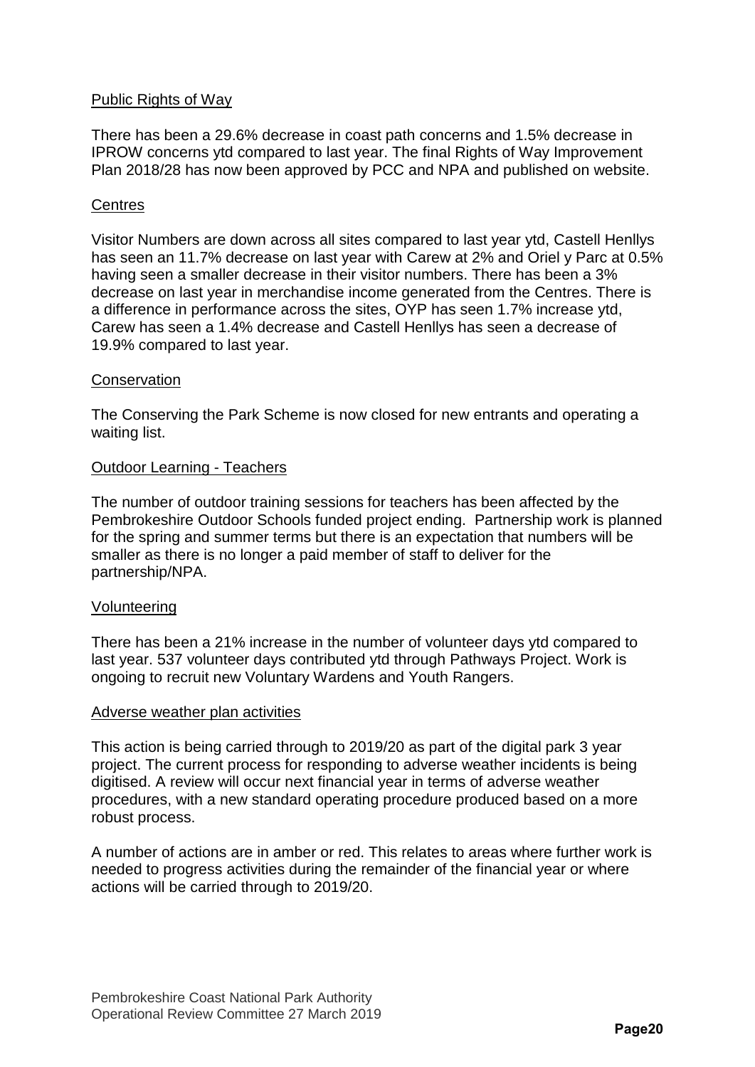### Public Rights of Way

There has been a 29.6% decrease in coast path concerns and 1.5% decrease in IPROW concerns ytd compared to last year. The final Rights of Way Improvement Plan 2018/28 has now been approved by PCC and NPA and published on website.

### Centres

Visitor Numbers are down across all sites compared to last year ytd, Castell Henllys has seen an 11.7% decrease on last year with Carew at 2% and Oriel y Parc at 0.5% having seen a smaller decrease in their visitor numbers. There has been a 3% decrease on last year in merchandise income generated from the Centres. There is a difference in performance across the sites, OYP has seen 1.7% increase ytd, Carew has seen a 1.4% decrease and Castell Henllys has seen a decrease of 19.9% compared to last year.

### Conservation

The Conserving the Park Scheme is now closed for new entrants and operating a waiting list.

### Outdoor Learning - Teachers

The number of outdoor training sessions for teachers has been affected by the Pembrokeshire Outdoor Schools funded project ending. Partnership work is planned for the spring and summer terms but there is an expectation that numbers will be smaller as there is no longer a paid member of staff to deliver for the partnership/NPA.

### Volunteering

There has been a 21% increase in the number of volunteer days ytd compared to last year. 537 volunteer days contributed ytd through Pathways Project. Work is ongoing to recruit new Voluntary Wardens and Youth Rangers.

### Adverse weather plan activities

This action is being carried through to 2019/20 as part of the digital park 3 year project. The current process for responding to adverse weather incidents is being digitised. A review will occur next financial year in terms of adverse weather procedures, with a new standard operating procedure produced based on a more robust process.

A number of actions are in amber or red. This relates to areas where further work is needed to progress activities during the remainder of the financial year or where actions will be carried through to 2019/20.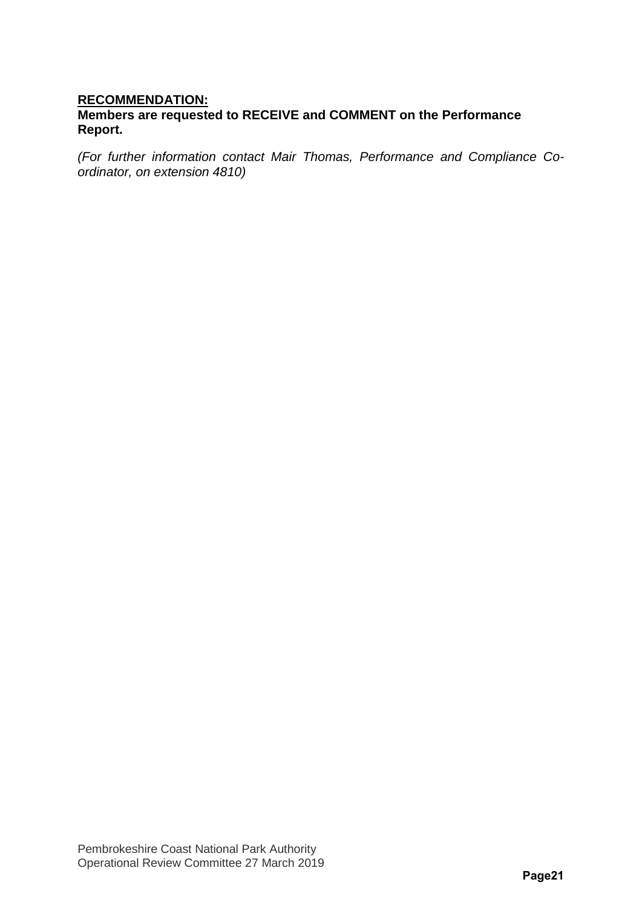**RECOMMENDATION:**
**Members are requested to RECEIVE and COMMENT on the Performance Report.**

*(For further information contact Mair Thomas, Performance and Compliance Co-ordinator, on extension 4810)*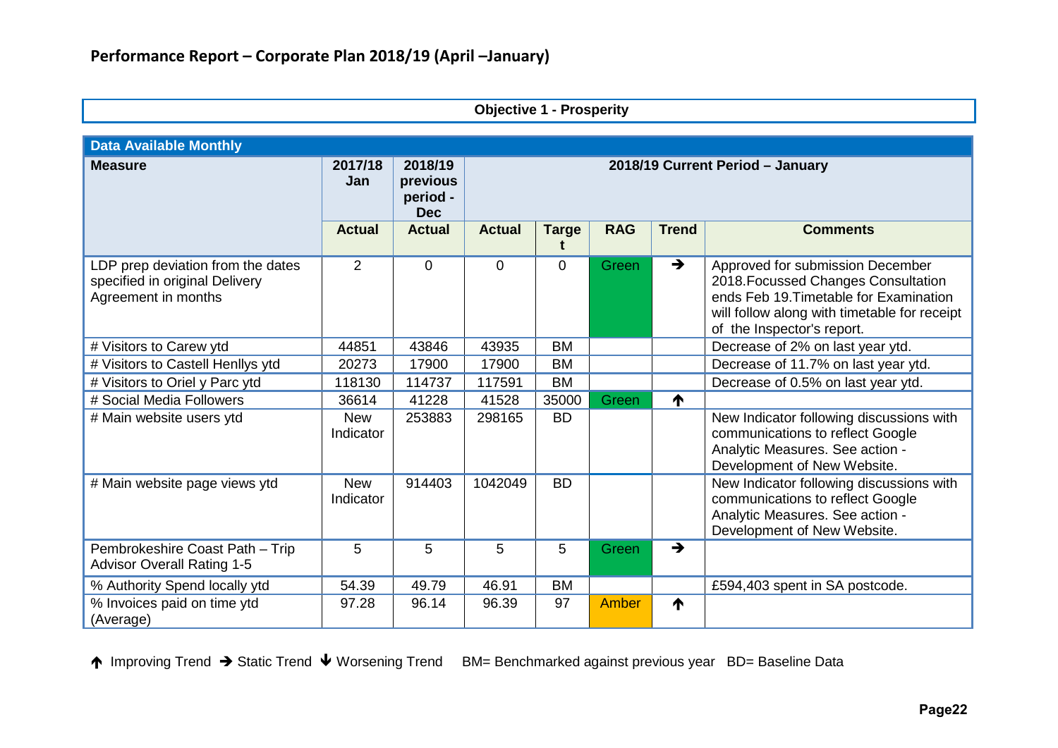# Performance Report – Corporate Plan 2018/19 (April –January)

**Objective 1 - Prosperity**

| **Data Available Monthly** | | | | | | | |
|---|---|---|---|---|---|---|---|
| **Measure** | **2017/18 Jan** | **2018/19 previous period - Dec** | **2018/19 Current Period – January** | | | | |
| | **Actual** | **Actual** | **Actual** | **Target** | **RAG** | **Trend** | **Comments** |
| LDP prep deviation from the dates specified in original Delivery Agreement in months | 2 | 0 | 0 | 0 | Green | ➔ | Approved for submission December 2018.Focussed Changes Consultation ends Feb 19.Timetable for Examination will follow along with timetable for receipt of the Inspector's report. |
| # Visitors to Carew ytd | 44851 | 43846 | 43935 | BM | | | Decrease of 2% on last year ytd. |
| # Visitors to Castell Henllys ytd | 20273 | 17900 | 17900 | BM | | | Decrease of 11.7% on last year ytd. |
| # Visitors to Oriel y Parc ytd | 118130 | 114737 | 117591 | BM | | | Decrease of 0.5% on last year ytd. |
| # Social Media Followers | 36614 | 41228 | 41528 | 35000 | Green | ↑ | |
| # Main website users ytd | New Indicator | 253883 | 298165 | BD | | | New Indicator following discussions with communications to reflect Google Analytic Measures. See action - Development of New Website. |
| # Main website page views ytd | New Indicator | 914403 | 1042049 | BD | | | New Indicator following discussions with communications to reflect Google Analytic Measures. See action - Development of New Website. |
| Pembrokeshire Coast Path – Trip Advisor Overall Rating 1-5 | 5 | 5 | 5 | 5 | Green | ➔ | |
| % Authority Spend locally ytd | 54.39 | 49.79 | 46.91 | BM | | | £594,403 spent in SA postcode. |
| % Invoices paid on time ytd (Average) | 97.28 | 96.14 | 96.39 | 97 | Amber | ↑ | |

↑ Improving Trend ➔ Static Trend ↓ Worsening Trend BM= Benchmarked against previous year BD= Baseline Data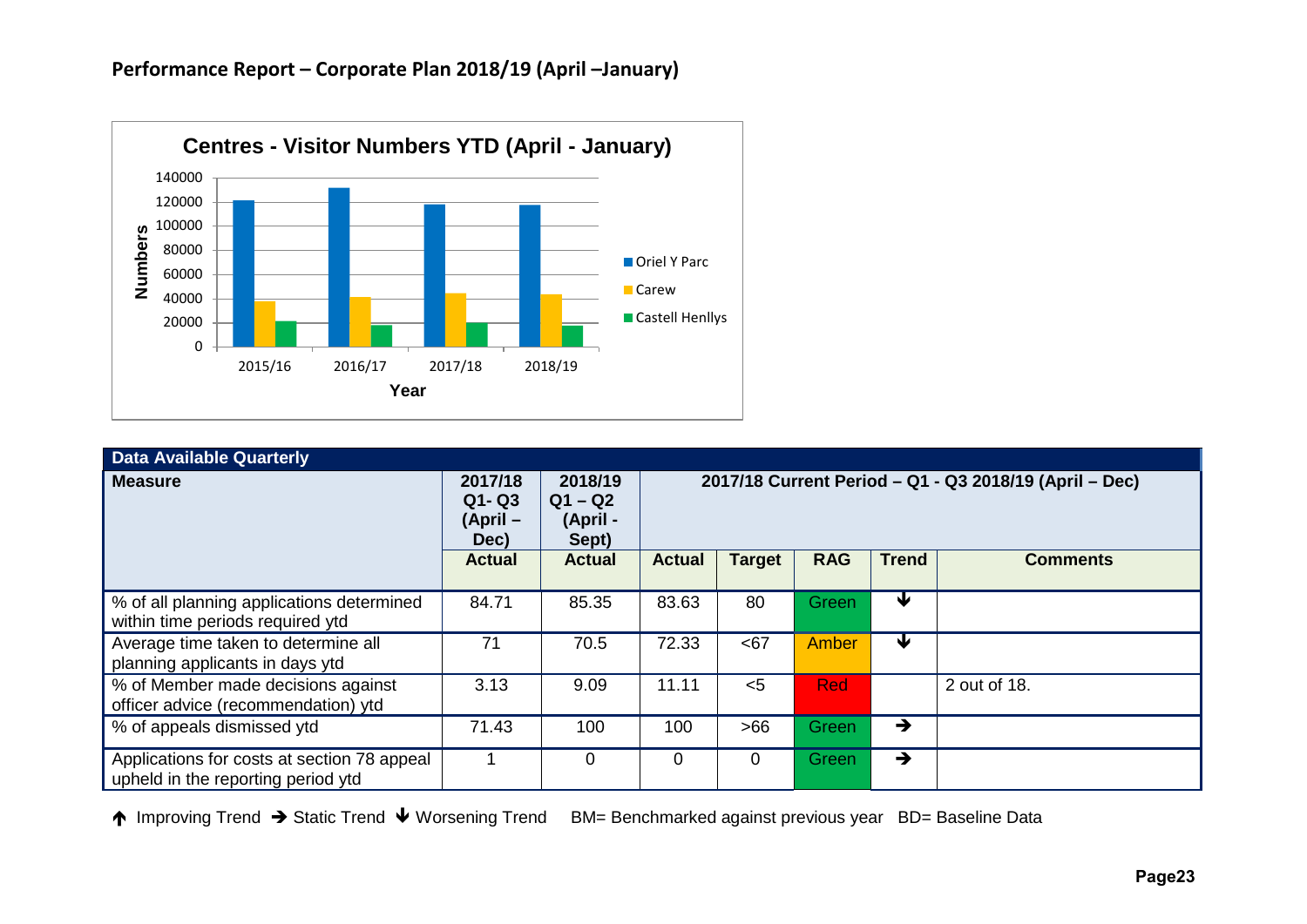## Performance Report – Corporate Plan 2018/19 (April –January)

**Centres - Visitor Numbers YTD (April - January)**

| Year | Oriel Y Parc | Carew | Castell Henllys |
|---|---|---|---|
| 2015/16 | | | |
| 2016/17 | | | |
| 2017/18 | | | |
| 2018/19 | | | |

| Data Available Quarterly | | | | | | | |
|---|---|---|---|---|---|---|---|
| **Measure** | **2017/18 Q1- Q3 (April – Dec)** | **2018/19 Q1 – Q2 (April - Sept)** | **2017/18 Current Period – Q1 - Q3 2018/19 (April – Dec)** | | | | |
| | **Actual** | **Actual** | **Actual** | **Target** | **RAG** | **Trend** | **Comments** |
| % of all planning applications determined within time periods required ytd | 84.71 | 85.35 | 83.63 | 80 | Green | ↓ | |
| Average time taken to determine all planning applicants in days ytd | 71 | 70.5 | 72.33 | <67 | Amber | ↓ | |
| % of Member made decisions against officer advice (recommendation) ytd | 3.13 | 9.09 | 11.11 | <5 | Red | | 2 out of 18. |
| % of appeals dismissed ytd | 71.43 | 100 | 100 | >66 | Green | → | |
| Applications for costs at section 78 appeal upheld in the reporting period ytd | 1 | 0 | 0 | 0 | Green | → | |

↑ Improving Trend → Static Trend ↓ Worsening Trend BM= Benchmarked against previous year BD= Baseline Data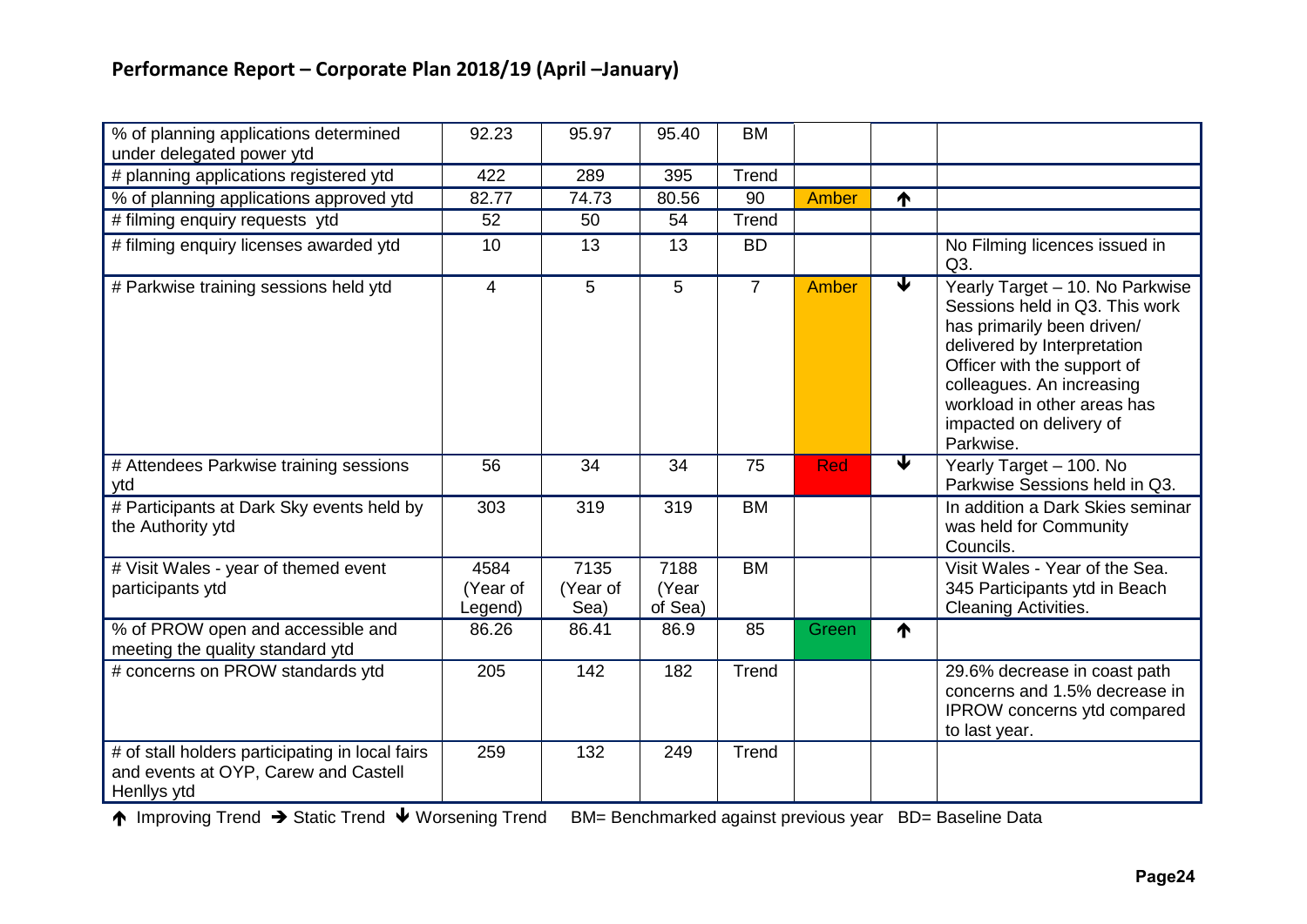## Performance Report – Corporate Plan 2018/19 (April –January)

| | | | | | | | |
|---|---|---|---|---|---|---|---|
| % of planning applications determined under delegated power ytd | 92.23 | 95.97 | 95.40 | BM | | | |
| # planning applications registered ytd | 422 | 289 | 395 | Trend | | | |
| % of planning applications approved ytd | 82.77 | 74.73 | 80.56 | 90 | Amber | ↑ | |
| # filming enquiry requests ytd | 52 | 50 | 54 | Trend | | | |
| # filming enquiry licenses awarded ytd | 10 | 13 | 13 | BD | | | No Filming licences issued in Q3. |
| # Parkwise training sessions held ytd | 4 | 5 | 5 | 7 | Amber | ↓ | Yearly Target – 10. No Parkwise Sessions held in Q3. This work has primarily been driven/ delivered by Interpretation Officer with the support of colleagues. An increasing workload in other areas has impacted on delivery of Parkwise. |
| # Attendees Parkwise training sessions ytd | 56 | 34 | 34 | 75 | Red | ↓ | Yearly Target – 100. No Parkwise Sessions held in Q3. |
| # Participants at Dark Sky events held by the Authority ytd | 303 | 319 | 319 | BM | | | In addition a Dark Skies seminar was held for Community Councils. |
| # Visit Wales - year of themed event participants ytd | 4584 (Year of Legend) | 7135 (Year of Sea) | 7188 (Year of Sea) | BM | | | Visit Wales - Year of the Sea. 345 Participants ytd in Beach Cleaning Activities. |
| % of PROW open and accessible and meeting the quality standard ytd | 86.26 | 86.41 | 86.9 | 85 | Green | ↑ | |
| # concerns on PROW standards ytd | 205 | 142 | 182 | Trend | | | 29.6% decrease in coast path concerns and 1.5% decrease in IPROW concerns ytd compared to last year. |
| # of stall holders participating in local fairs and events at OYP, Carew and Castell Henllys ytd | 259 | 132 | 249 | Trend | | | |

↑ Improving Trend → Static Trend ↓ Worsening Trend BM= Benchmarked against previous year BD= Baseline Data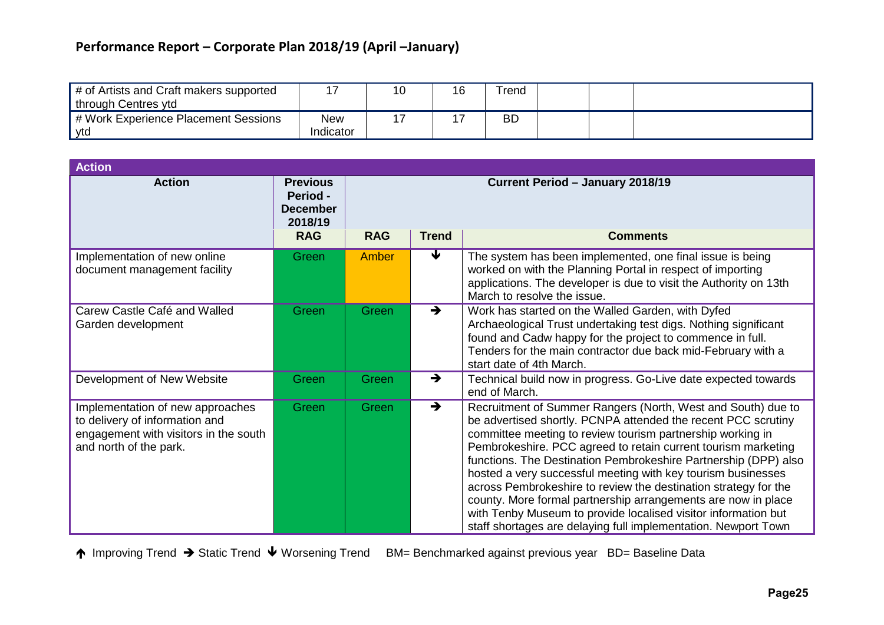## Performance Report – Corporate Plan 2018/19 (April –January)

| | | | | | | | |
|---|---|---|---|---|---|---|---|
| # of Artists and Craft makers supported through Centres ytd | 17 | 10 | 16 | Trend | | | |
| # Work Experience Placement Sessions ytd | New Indicator | 17 | 17 | BD | | | |

**Action**

| Action | Previous Period - December 2018/19 | Current Period – January 2018/19 | | |
|---|---|---|---|---|
| | RAG | RAG | Trend | Comments |
| Implementation of new online document management facility | Green | Amber | ↓ | The system has been implemented, one final issue is being worked on with the Planning Portal in respect of importing applications. The developer is due to visit the Authority on 13th March to resolve the issue. |
| Carew Castle Café and Walled Garden development | Green | Green | → | Work has started on the Walled Garden, with Dyfed Archaeological Trust undertaking test digs. Nothing significant found and Cadw happy for the project to commence in full. Tenders for the main contractor due back mid-February with a start date of 4th March. |
| Development of New Website | Green | Green | → | Technical build now in progress. Go-Live date expected towards end of March. |
| Implementation of new approaches to delivery of information and engagement with visitors in the south and north of the park. | Green | Green | → | Recruitment of Summer Rangers (North, West and South) due to be advertised shortly. PCNPA attended the recent PCC scrutiny committee meeting to review tourism partnership working in Pembrokeshire. PCC agreed to retain current tourism marketing functions. The Destination Pembrokeshire Partnership (DPP) also hosted a very successful meeting with key tourism businesses across Pembrokeshire to review the destination strategy for the county. More formal partnership arrangements are now in place with Tenby Museum to provide localised visitor information but staff shortages are delaying full implementation. Newport Town |

↑ Improving Trend → Static Trend ↓ Worsening Trend BM= Benchmarked against previous year BD= Baseline Data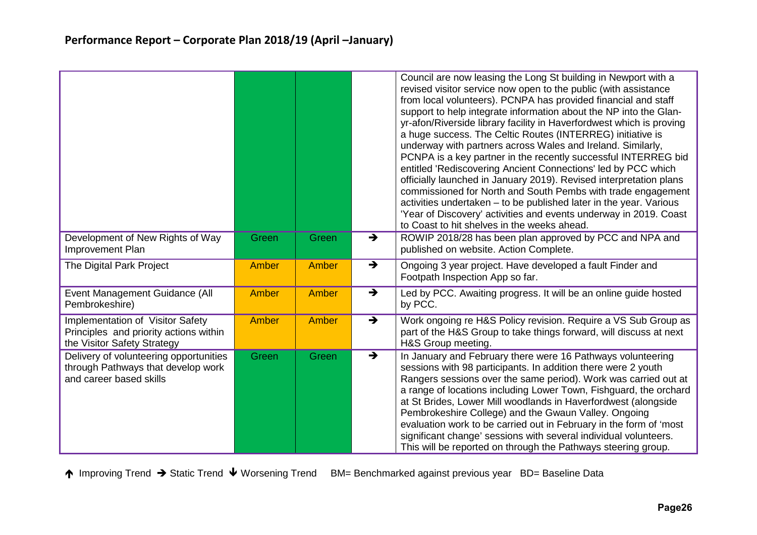## Performance Report – Corporate Plan 2018/19 (April –January)

| | | | | |
|---|---|---|---|---|
| | | | | Council are now leasing the Long St building in Newport with a revised visitor service now open to the public (with assistance from local volunteers). PCNPA has provided financial and staff support to help integrate information about the NP into the Glan-yr-afon/Riverside library facility in Haverfordwest which is proving a huge success. The Celtic Routes (INTERREG) initiative is underway with partners across Wales and Ireland. Similarly, PCNPA is a key partner in the recently successful INTERREG bid entitled 'Rediscovering Ancient Connections' led by PCC which officially launched in January 2019). Revised interpretation plans commissioned for North and South Pembs with trade engagement activities undertaken – to be published later in the year. Various 'Year of Discovery' activities and events underway in 2019. Coast to Coast to hit shelves in the weeks ahead. |
| Development of New Rights of Way Improvement Plan | Green | Green | → | ROWIP 2018/28 has been plan approved by PCC and NPA and published on website. Action Complete. |
| The Digital Park Project | Amber | Amber | → | Ongoing 3 year project. Have developed a fault Finder and Footpath Inspection App so far. |
| Event Management Guidance (All Pembrokeshire) | Amber | Amber | → | Led by PCC. Awaiting progress. It will be an online guide hosted by PCC. |
| Implementation of Visitor Safety Principles and priority actions within the Visitor Safety Strategy | Amber | Amber | → | Work ongoing re H&S Policy revision. Require a VS Sub Group as part of the H&S Group to take things forward, will discuss at next H&S Group meeting. |
| Delivery of volunteering opportunities through Pathways that develop work and career based skills | Green | Green | → | In January and February there were 16 Pathways volunteering sessions with 98 participants. In addition there were 2 youth Rangers sessions over the same period). Work was carried out at a range of locations including Lower Town, Fishguard, the orchard at St Brides, Lower Mill woodlands in Haverfordwest (alongside Pembrokeshire College) and the Gwaun Valley. Ongoing evaluation work to be carried out in February in the form of 'most significant change' sessions with several individual volunteers. This will be reported on through the Pathways steering group. |

↑ Improving Trend → Static Trend ↓ Worsening Trend BM= Benchmarked against previous year BD= Baseline Data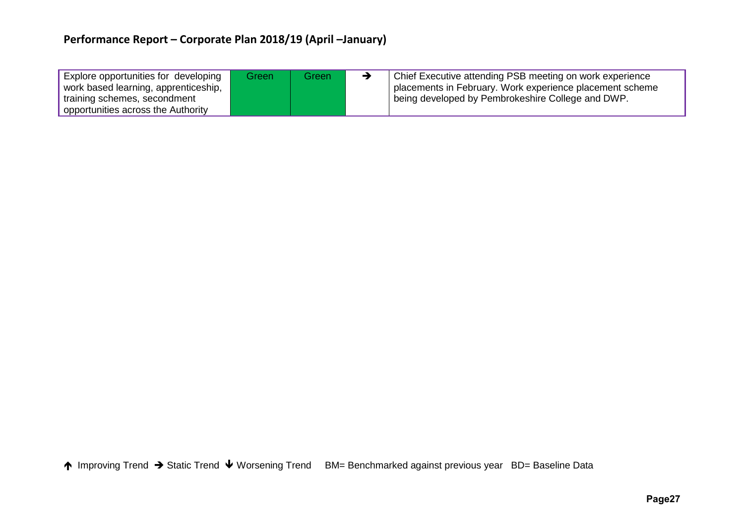## Performance Report – Corporate Plan 2018/19 (April –January)

| | | | | |
|---|---|---|---|---|
| Explore opportunities for developing work based learning, apprenticeship, training schemes, secondment opportunities across the Authority | Green | Green | → | Chief Executive attending PSB meeting on work experience placements in February. Work experience placement scheme being developed by Pembrokeshire College and DWP. |

↑ Improving Trend → Static Trend ↓ Worsening Trend BM= Benchmarked against previous year BD= Baseline Data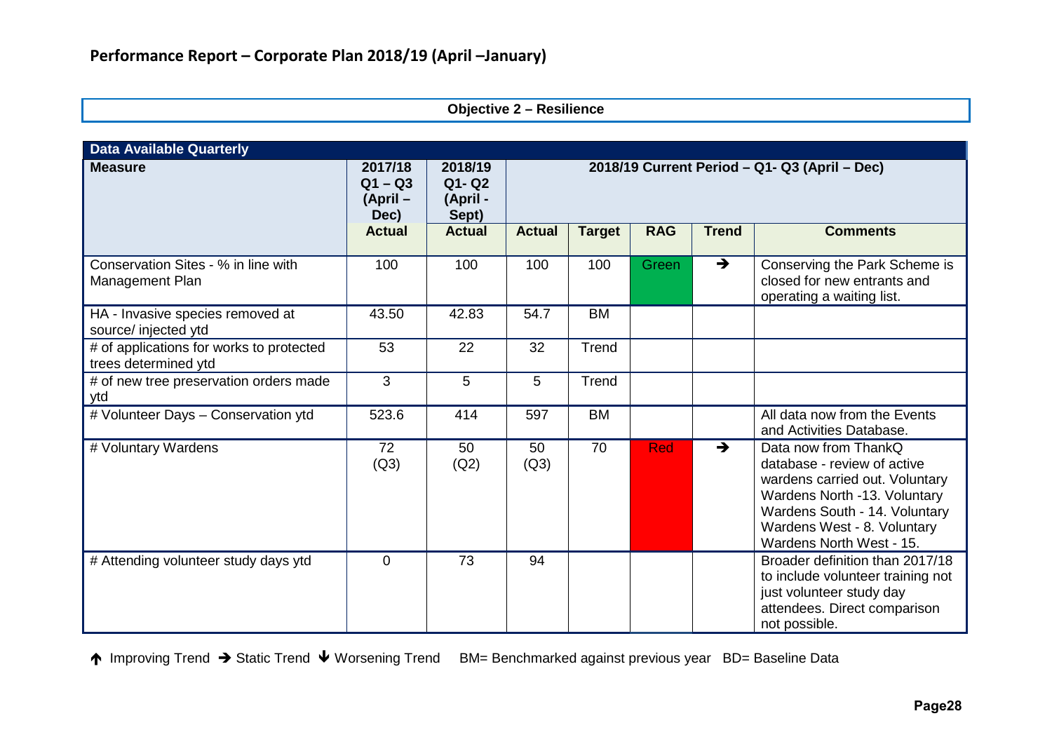## Performance Report – Corporate Plan 2018/19 (April –January)

**Objective 2 – Resilience**

| Data Available Quarterly | | | | | | | |
|---|---|---|---|---|---|---|---|
| **Measure** | **2017/18 Q1 – Q3 (April – Dec)** | **2018/19 Q1- Q2 (April - Sept)** | **2018/19 Current Period – Q1- Q3 (April – Dec)** | | | | |
| | **Actual** | **Actual** | **Actual** | **Target** | **RAG** | **Trend** | **Comments** |
| Conservation Sites - % in line with Management Plan | 100 | 100 | 100 | 100 | Green | → | Conserving the Park Scheme is closed for new entrants and operating a waiting list. |
| HA - Invasive species removed at source/ injected ytd | 43.50 | 42.83 | 54.7 | BM | | | |
| # of applications for works to protected trees determined ytd | 53 | 22 | 32 | Trend | | | |
| # of new tree preservation orders made ytd | 3 | 5 | 5 | Trend | | | |
| # Volunteer Days – Conservation ytd | 523.6 | 414 | 597 | BM | | | All data now from the Events and Activities Database. |
| # Voluntary Wardens | 72 (Q3) | 50 (Q2) | 50 (Q3) | 70 | Red | → | Data now from ThankQ database - review of active wardens carried out. Voluntary Wardens North -13. Voluntary Wardens South - 14. Voluntary Wardens West - 8. Voluntary Wardens North West - 15. |
| # Attending volunteer study days ytd | 0 | 73 | 94 | | | | Broader definition than 2017/18 to include volunteer training not just volunteer study day attendees. Direct comparison not possible. |

↑ Improving Trend → Static Trend ↓ Worsening Trend  BM= Benchmarked against previous year  BD= Baseline Data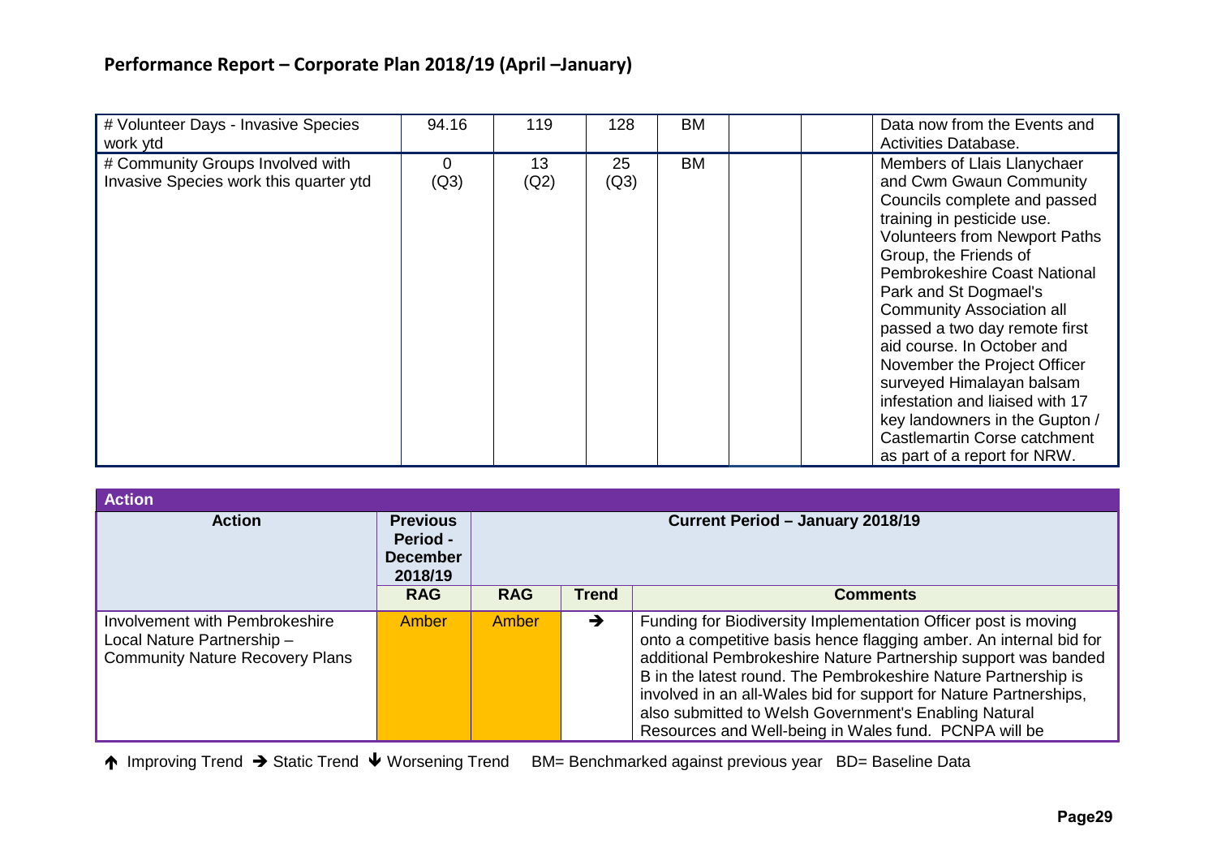# Performance Report – Corporate Plan 2018/19 (April –January)

| # Volunteer Days - Invasive Species work ytd | 94.16 | 119 | 128 | BM | | | Data now from the Events and Activities Database. |
|---|---|---|---|---|---|---|---|
| # Community Groups Involved with Invasive Species work this quarter ytd | 0 (Q3) | 13 (Q2) | 25 (Q3) | BM | | | Members of Llais Llanychaer and Cwm Gwaun Community Councils complete and passed training in pesticide use. Volunteers from Newport Paths Group, the Friends of Pembrokeshire Coast National Park and St Dogmael's Community Association all passed a two day remote first aid course. In October and November the Project Officer surveyed Himalayan balsam infestation and liaised with 17 key landowners in the Gupton / Castlemartin Corse catchment as part of a report for NRW. |

| Action | Previous Period - December 2018/19 | Current Period – January 2018/19 | | |
|---|---|---|---|---|
| | RAG | RAG | Trend | Comments |
| Involvement with Pembrokeshire Local Nature Partnership – Community Nature Recovery Plans | Amber | Amber | ➔ | Funding for Biodiversity Implementation Officer post is moving onto a competitive basis hence flagging amber. An internal bid for additional Pembrokeshire Nature Partnership support was banded B in the latest round. The Pembrokeshire Nature Partnership is involved in an all-Wales bid for support for Nature Partnerships, also submitted to Welsh Government's Enabling Natural Resources and Well-being in Wales fund. PCNPA will be |

🡅 Improving Trend ➔ Static Trend 🡇 Worsening Trend BM= Benchmarked against previous year BD= Baseline Data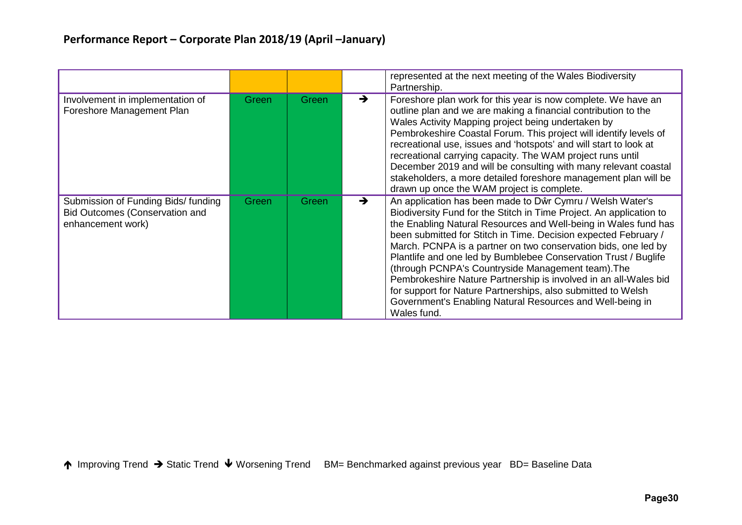## Performance Report – Corporate Plan 2018/19 (April –January)

| | | | | |
|---|---|---|---|---|
| | | | | represented at the next meeting of the Wales Biodiversity Partnership. |
| Involvement in implementation of Foreshore Management Plan | Green | Green | ➔ | Foreshore plan work for this year is now complete. We have an outline plan and we are making a financial contribution to the Wales Activity Mapping project being undertaken by Pembrokeshire Coastal Forum. This project will identify levels of recreational use, issues and 'hotspots' and will start to look at recreational carrying capacity. The WAM project runs until December 2019 and will be consulting with many relevant coastal stakeholders, a more detailed foreshore management plan will be drawn up once the WAM project is complete. |
| Submission of Funding Bids/ funding Bid Outcomes (Conservation and enhancement work) | Green | Green | ➔ | An application has been made to Dŵr Cymru / Welsh Water's Biodiversity Fund for the Stitch in Time Project. An application to the Enabling Natural Resources and Well-being in Wales fund has been submitted for Stitch in Time. Decision expected February / March. PCNPA is a partner on two conservation bids, one led by Plantlife and one led by Bumblebee Conservation Trust / Buglife (through PCNPA's Countryside Management team).The Pembrokeshire Nature Partnership is involved in an all-Wales bid for support for Nature Partnerships, also submitted to Welsh Government's Enabling Natural Resources and Well-being in Wales fund. |

🡡 Improving Trend ➔ Static Trend 🡣 Worsening Trend    BM= Benchmarked against previous year   BD= Baseline Data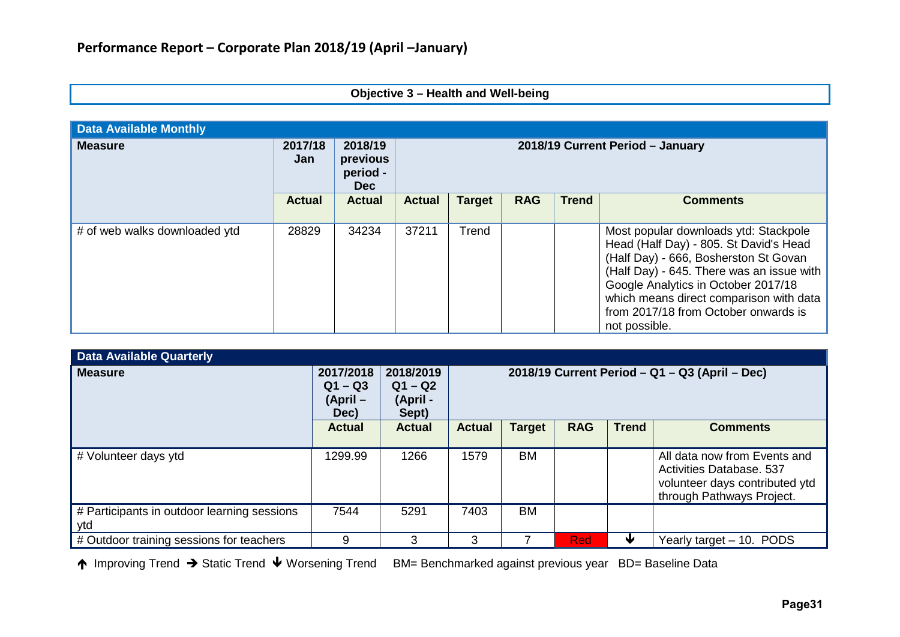## Performance Report – Corporate Plan 2018/19 (April –January)

**Objective 3 – Health and Well-being**

| Data Available Monthly | | | | | | | |
|---|---|---|---|---|---|---|---|
| **Measure** | **2017/18 Jan** | **2018/19 previous period - Dec** | **2018/19 Current Period – January** | | | | |
| | **Actual** | **Actual** | **Actual** | **Target** | **RAG** | **Trend** | **Comments** |
| # of web walks downloaded ytd | 28829 | 34234 | 37211 | Trend | | | Most popular downloads ytd: Stackpole Head (Half Day) - 805. St David's Head (Half Day) - 666, Bosherston St Govan (Half Day) - 645. There was an issue with Google Analytics in October 2017/18 which means direct comparison with data from 2017/18 from October onwards is not possible. |

| Data Available Quarterly | | | | | | | |
|---|---|---|---|---|---|---|---|
| **Measure** | **2017/2018 Q1 – Q3 (April – Dec)** | **2018/2019 Q1 – Q2 (April - Sept)** | **2018/19 Current Period – Q1 – Q3 (April – Dec)** | | | | |
| | **Actual** | **Actual** | **Actual** | **Target** | **RAG** | **Trend** | **Comments** |
| # Volunteer days ytd | 1299.99 | 1266 | 1579 | BM | | | All data now from Events and Activities Database. 537 volunteer days contributed ytd through Pathways Project. |
| # Participants in outdoor learning sessions ytd | 7544 | 5291 | 7403 | BM | | | |
| # Outdoor training sessions for teachers | 9 | 3 | 3 | 7 | Red | ↓ | Yearly target – 10. PODS |

↑ Improving Trend → Static Trend ↓ Worsening Trend BM= Benchmarked against previous year BD= Baseline Data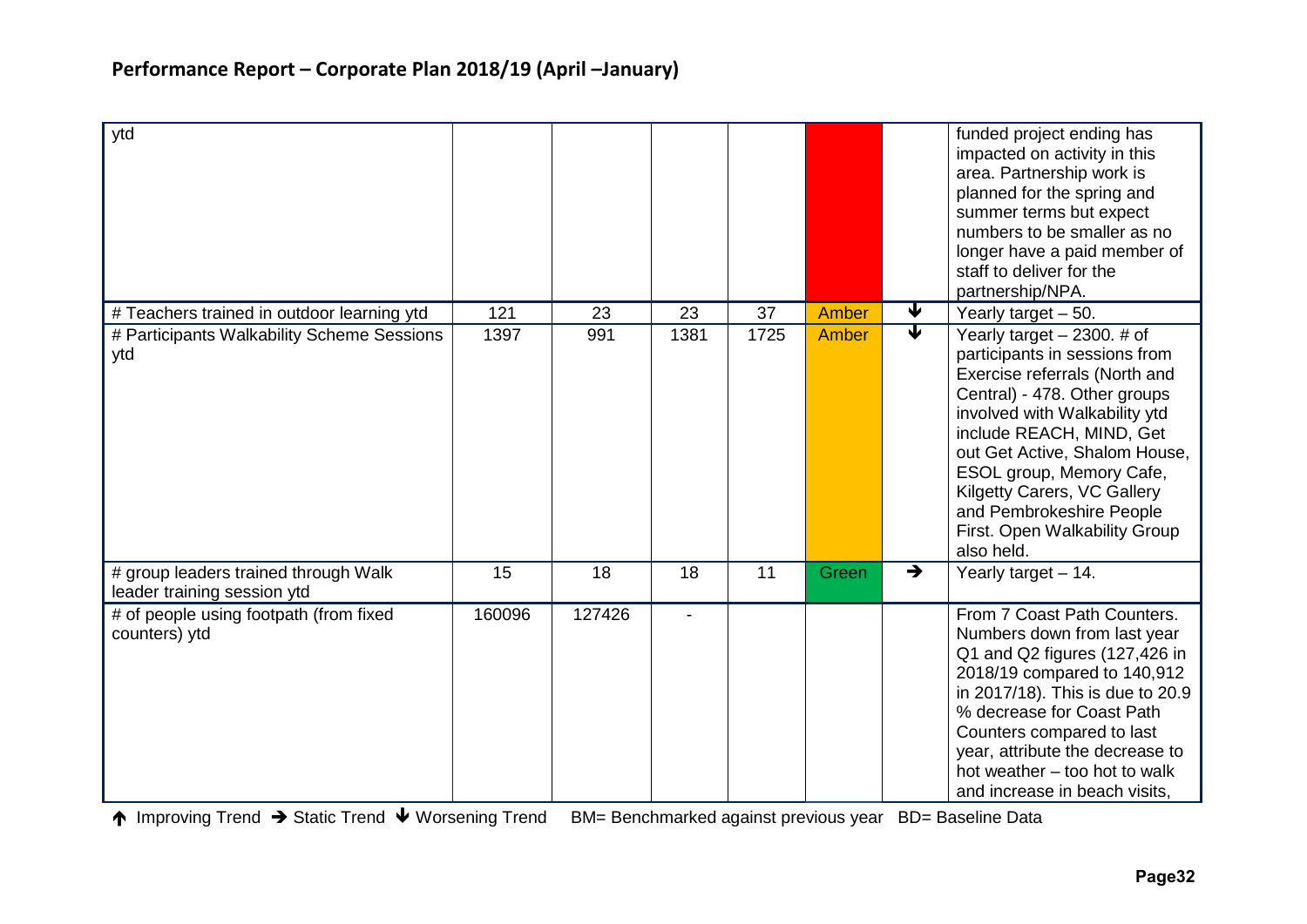## Performance Report – Corporate Plan 2018/19 (April –January)

| | | | | | | | |
|---|---|---|---|---|---|---|---|
| ytd | | | | | | | funded project ending has impacted on activity in this area. Partnership work is planned for the spring and summer terms but expect numbers to be smaller as no longer have a paid member of staff to deliver for the partnership/NPA. |
| # Teachers trained in outdoor learning ytd | 121 | 23 | 23 | 37 | Amber | ↓ | Yearly target – 50. |
| # Participants Walkability Scheme Sessions ytd | 1397 | 991 | 1381 | 1725 | Amber | ↓ | Yearly target – 2300. # of participants in sessions from Exercise referrals (North and Central) - 478. Other groups involved with Walkability ytd include REACH, MIND, Get out Get Active, Shalom House, ESOL group, Memory Cafe, Kilgetty Carers, VC Gallery and Pembrokeshire People First. Open Walkability Group also held. |
| # group leaders trained through Walk leader training session ytd | 15 | 18 | 18 | 11 | Green | → | Yearly target – 14. |
| # of people using footpath (from fixed counters) ytd | 160096 | 127426 | - | | | | From 7 Coast Path Counters. Numbers down from last year Q1 and Q2 figures (127,426 in 2018/19 compared to 140,912 in 2017/18). This is due to 20.9 % decrease for Coast Path Counters compared to last year, attribute the decrease to hot weather – too hot to walk and increase in beach visits, |

↑ Improving Trend → Static Trend ↓ Worsening Trend BM= Benchmarked against previous year BD= Baseline Data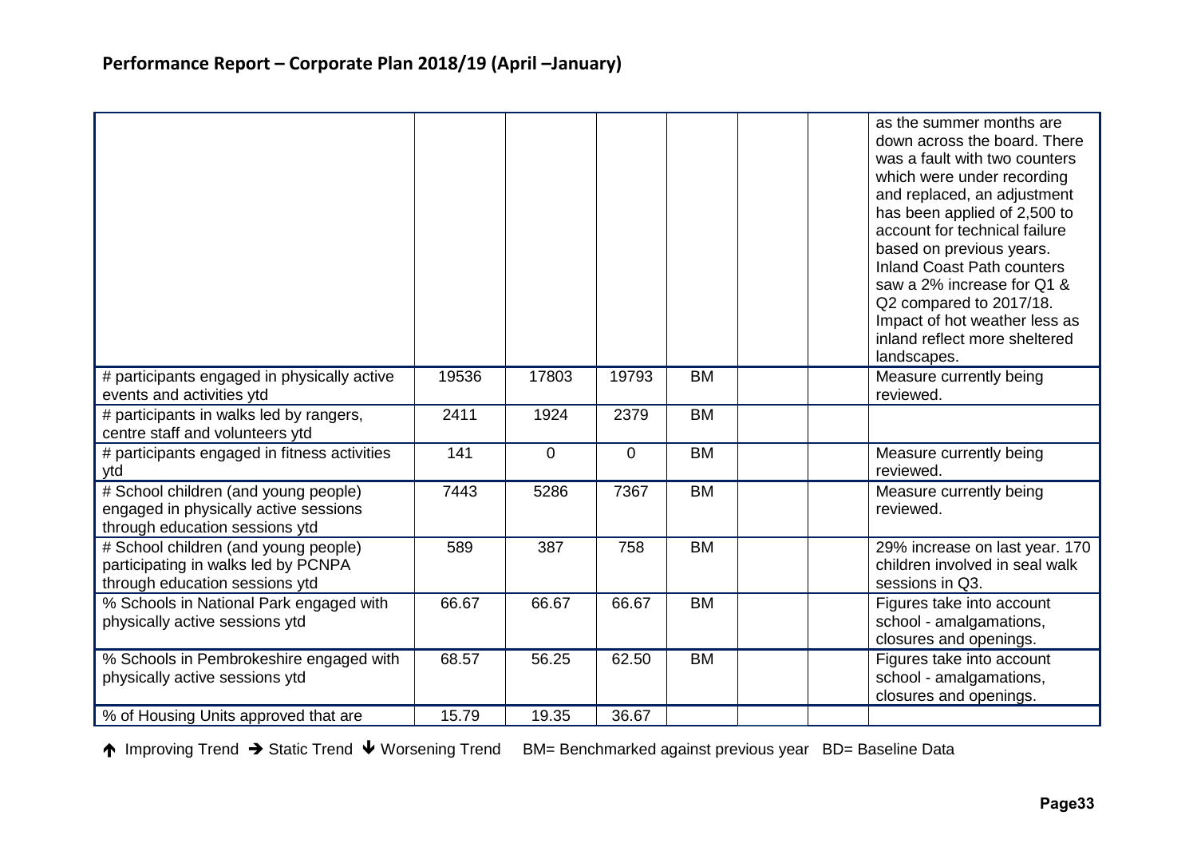## Performance Report – Corporate Plan 2018/19 (April –January)

| | | | | | | | |
|---|---|---|---|---|---|---|---|
| | | | | | | | as the summer months are down across the board. There was a fault with two counters which were under recording and replaced, an adjustment has been applied of 2,500 to account for technical failure based on previous years. Inland Coast Path counters saw a 2% increase for Q1 & Q2 compared to 2017/18. Impact of hot weather less as inland reflect more sheltered landscapes. |
| # participants engaged in physically active events and activities ytd | 19536 | 17803 | 19793 | BM | | | Measure currently being reviewed. |
| # participants in walks led by rangers, centre staff and volunteers ytd | 2411 | 1924 | 2379 | BM | | | |
| # participants engaged in fitness activities ytd | 141 | 0 | 0 | BM | | | Measure currently being reviewed. |
| # School children (and young people) engaged in physically active sessions through education sessions ytd | 7443 | 5286 | 7367 | BM | | | Measure currently being reviewed. |
| # School children (and young people) participating in walks led by PCNPA through education sessions ytd | 589 | 387 | 758 | BM | | | 29% increase on last year. 170 children involved in seal walk sessions in Q3. |
| % Schools in National Park engaged with physically active sessions ytd | 66.67 | 66.67 | 66.67 | BM | | | Figures take into account school - amalgamations, closures and openings. |
| % Schools in Pembrokeshire engaged with physically active sessions ytd | 68.57 | 56.25 | 62.50 | BM | | | Figures take into account school - amalgamations, closures and openings. |
| % of Housing Units approved that are | 15.79 | 19.35 | 36.67 | | | | |

↑ Improving Trend → Static Trend ↓ Worsening Trend BM= Benchmarked against previous year BD= Baseline Data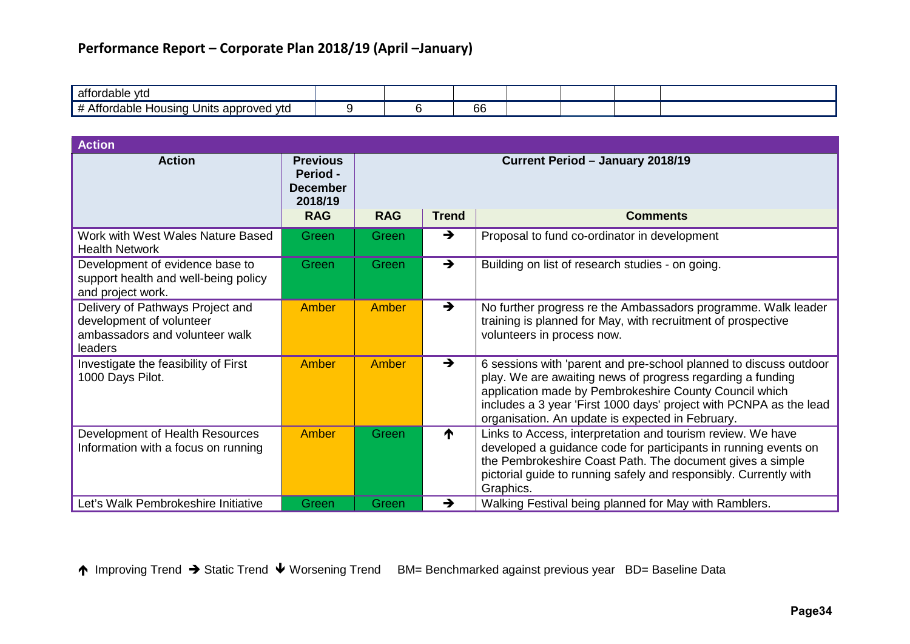## Performance Report – Corporate Plan 2018/19 (April –January)

| | | | | | | | |
|---|---|---|---|---|---|---|---|
| affordable ytd | | | | | | | |
| # Affordable Housing Units approved ytd | 9 | 6 | 66 | | | | |

| Action | | | | |
|---|---|---|---|---|
| **Action** | **Previous Period - December 2018/19** | **Current Period – January 2018/19** | | |
| | **RAG** | **RAG** | **Trend** | **Comments** |
| Work with West Wales Nature Based Health Network | Green | Green | → | Proposal to fund co-ordinator in development |
| Development of evidence base to support health and well-being policy and project work. | Green | Green | → | Building on list of research studies - on going. |
| Delivery of Pathways Project and development of volunteer ambassadors and volunteer walk leaders | Amber | Amber | → | No further progress re the Ambassadors programme. Walk leader training is planned for May, with recruitment of prospective volunteers in process now. |
| Investigate the feasibility of First 1000 Days Pilot. | Amber | Amber | → | 6 sessions with 'parent and pre-school planned to discuss outdoor play. We are awaiting news of progress regarding a funding application made by Pembrokeshire County Council which includes a 3 year 'First 1000 days' project with PCNPA as the lead organisation. An update is expected in February. |
| Development of Health Resources Information with a focus on running | Amber | Green | ↑ | Links to Access, interpretation and tourism review. We have developed a guidance code for participants in running events on the Pembrokeshire Coast Path. The document gives a simple pictorial guide to running safely and responsibly. Currently with Graphics. |
| Let's Walk Pembrokeshire Initiative | Green | Green | → | Walking Festival being planned for May with Ramblers. |

↑ Improving Trend → Static Trend ↓ Worsening Trend BM= Benchmarked against previous year BD= Baseline Data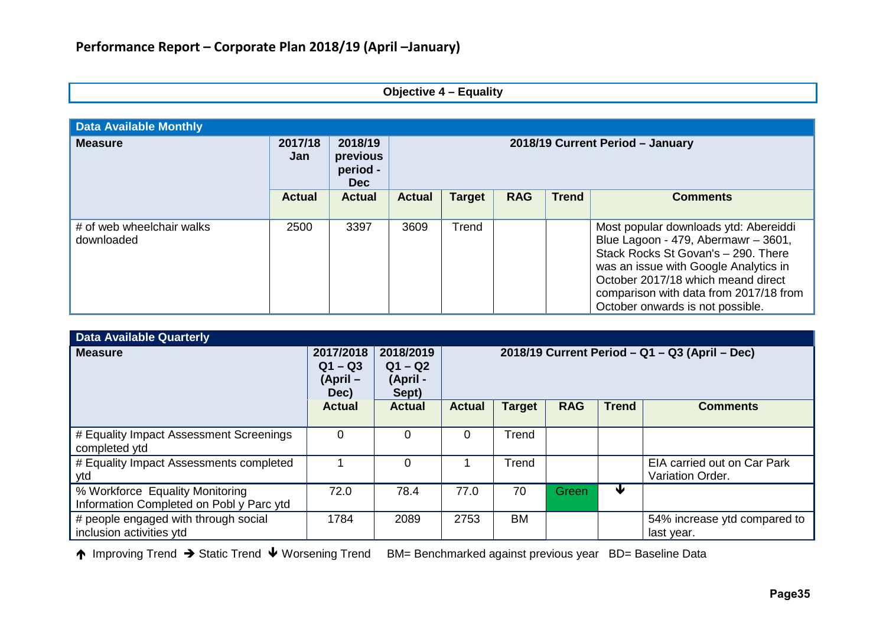## Performance Report – Corporate Plan 2018/19 (April –January)

**Objective 4 – Equality**

| Data Available Monthly | | | | | | | |
|---|---|---|---|---|---|---|---|
| **Measure** | **2017/18 Jan** | **2018/19 previous period - Dec** | **2018/19 Current Period – January** | | | | |
| | **Actual** | **Actual** | **Actual** | **Target** | **RAG** | **Trend** | **Comments** |
| # of web wheelchair walks downloaded | 2500 | 3397 | 3609 | Trend | | | Most popular downloads ytd: Abereiddi Blue Lagoon - 479, Abermawr – 3601, Stack Rocks St Govan's – 290. There was an issue with Google Analytics in October 2017/18 which meand direct comparison with data from 2017/18 from October onwards is not possible. |

| Data Available Quarterly | | | | | | | |
|---|---|---|---|---|---|---|---|
| **Measure** | **2017/2018 Q1 – Q3 (April – Dec)** | **2018/2019 Q1 – Q2 (April - Sept)** | **2018/19 Current Period – Q1 – Q3 (April – Dec)** | | | | |
| | **Actual** | **Actual** | **Actual** | **Target** | **RAG** | **Trend** | **Comments** |
| # Equality Impact Assessment Screenings completed ytd | 0 | 0 | 0 | Trend | | | |
| # Equality Impact Assessments completed ytd | 1 | 0 | 1 | Trend | | | EIA carried out on Car Park Variation Order. |
| % Workforce Equality Monitoring Information Completed on Pobl y Parc ytd | 72.0 | 78.4 | 77.0 | 70 | Green | ↓ | |
| # people engaged with through social inclusion activities ytd | 1784 | 2089 | 2753 | BM | | | 54% increase ytd compared to last year. |

↑ Improving Trend → Static Trend ↓ Worsening Trend BM= Benchmarked against previous year BD= Baseline Data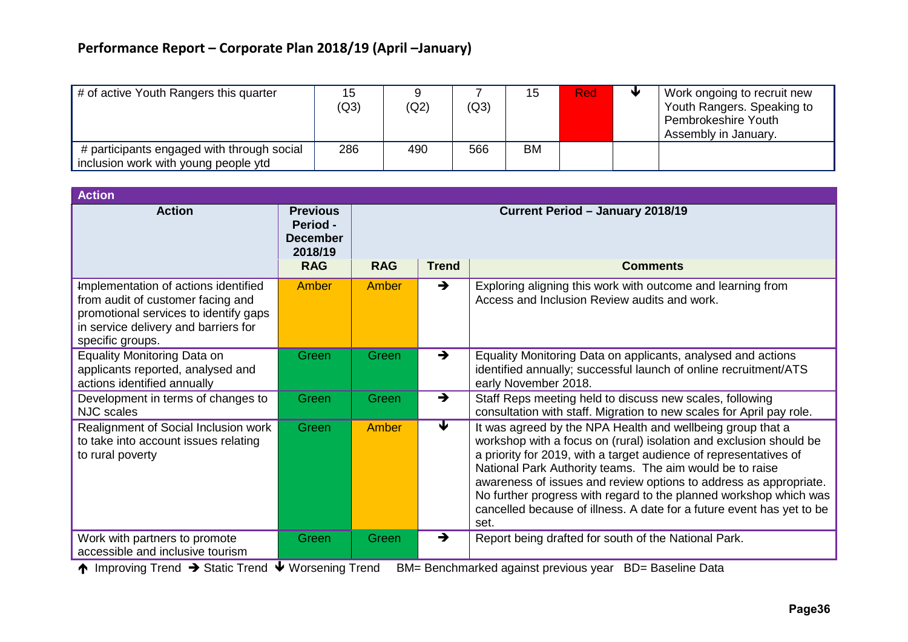## Performance Report – Corporate Plan 2018/19 (April –January)

| | | | | | | | |
|---|---|---|---|---|---|---|---|
| # of active Youth Rangers this quarter | 15 (Q3) | 9 (Q2) | 7 (Q3) | 15 | Red | ↓ | Work ongoing to recruit new Youth Rangers. Speaking to Pembrokeshire Youth Assembly in January. |
| # participants engaged with through social inclusion work with young people ytd | 286 | 490 | 566 | BM | | | |

| Action | | | | |
|---|---|---|---|---|
| **Action** | **Previous Period - December 2018/19** | **Current Period – January 2018/19** | | |
| | **RAG** | **RAG** | **Trend** | **Comments** |
| Implementation of actions identified from audit of customer facing and promotional services to identify gaps in service delivery and barriers for specific groups. | Amber | Amber | → | Exploring aligning this work with outcome and learning from Access and Inclusion Review audits and work. |
| Equality Monitoring Data on applicants reported, analysed and actions identified annually | Green | Green | → | Equality Monitoring Data on applicants, analysed and actions identified annually; successful launch of online recruitment/ATS early November 2018. |
| Development in terms of changes to NJC scales | Green | Green | → | Staff Reps meeting held to discuss new scales, following consultation with staff. Migration to new scales for April pay role. |
| Realignment of Social Inclusion work to take into account issues relating to rural poverty | Green | Amber | ↓ | It was agreed by the NPA Health and wellbeing group that a workshop with a focus on (rural) isolation and exclusion should be a priority for 2019, with a target audience of representatives of National Park Authority teams. The aim would be to raise awareness of issues and review options to address as appropriate. No further progress with regard to the planned workshop which was cancelled because of illness. A date for a future event has yet to be set. |
| Work with partners to promote accessible and inclusive tourism | Green | Green | → | Report being drafted for south of the National Park. |

↑ Improving Trend → Static Trend ↓ Worsening Trend BM= Benchmarked against previous year BD= Baseline Data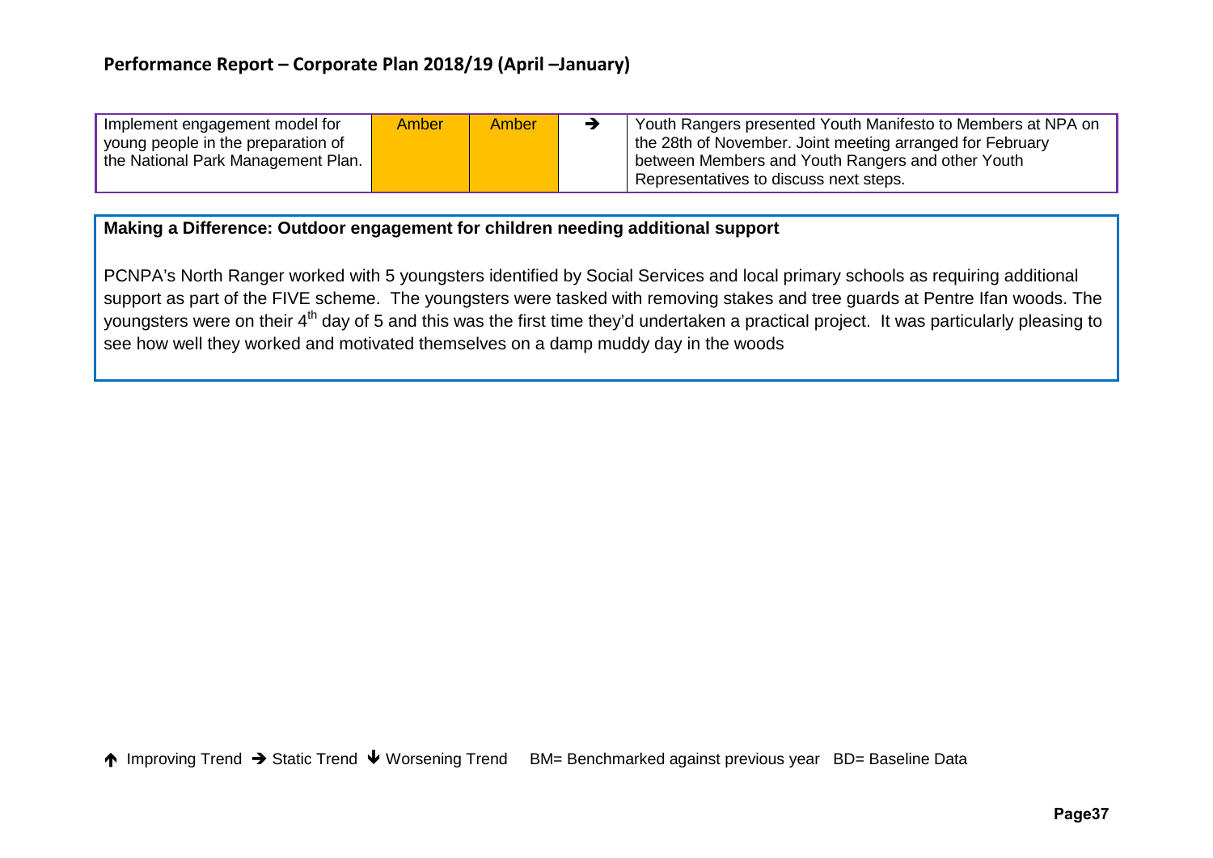| Implement engagement model for young people in the preparation of the National Park Management Plan. | Amber | Amber | → | Youth Rangers presented Youth Manifesto to Members at NPA on the 28th of November. Joint meeting arranged for February between Members and Youth Rangers and other Youth Representatives to discuss next steps. |
|---|---|---|---|---|

**Making a Difference: Outdoor engagement for children needing additional support**

PCNPA's North Ranger worked with 5 youngsters identified by Social Services and local primary schools as requiring additional support as part of the FIVE scheme. The youngsters were tasked with removing stakes and tree guards at Pentre Ifan woods. The youngsters were on their 4th day of 5 and this was the first time they'd undertaken a practical project. It was particularly pleasing to see how well they worked and motivated themselves on a damp muddy day in the woods

↑ Improving Trend → Static Trend ↓ Worsening Trend BM= Benchmarked against previous year BD= Baseline Data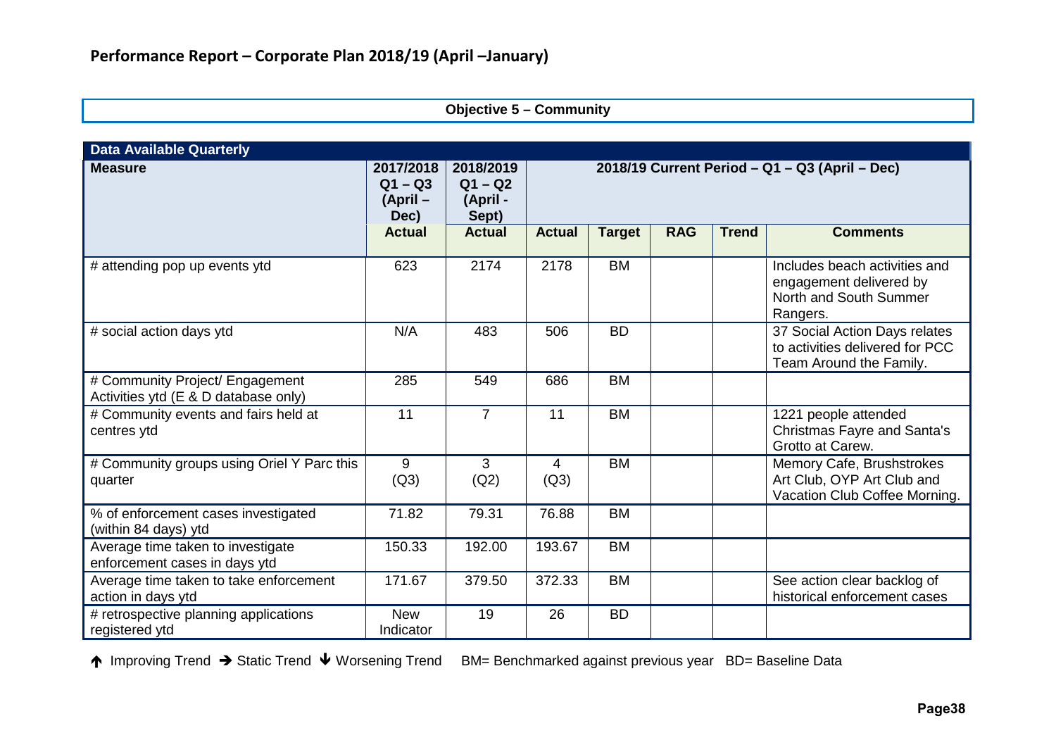## Performance Report – Corporate Plan 2018/19 (April –January)

**Objective 5 – Community**

| Data Available Quarterly | | | | | | | |
|---|---|---|---|---|---|---|---|
| **Measure** | **2017/2018 Q1 – Q3 (April – Dec)** | **2018/2019 Q1 – Q2 (April - Sept)** | **2018/19 Current Period – Q1 – Q3 (April – Dec)** | | | | |
| | **Actual** | **Actual** | **Actual** | **Target** | **RAG** | **Trend** | **Comments** |
| # attending pop up events ytd | 623 | 2174 | 2178 | BM | | | Includes beach activities and engagement delivered by North and South Summer Rangers. |
| # social action days ytd | N/A | 483 | 506 | BD | | | 37 Social Action Days relates to activities delivered for PCC Team Around the Family. |
| # Community Project/ Engagement Activities ytd (E & D database only) | 285 | 549 | 686 | BM | | | |
| # Community events and fairs held at centres ytd | 11 | 7 | 11 | BM | | | 1221 people attended Christmas Fayre and Santa's Grotto at Carew. |
| # Community groups using Oriel Y Parc this quarter | 9 (Q3) | 3 (Q2) | 4 (Q3) | BM | | | Memory Cafe, Brushstrokes Art Club, OYP Art Club and Vacation Club Coffee Morning. |
| % of enforcement cases investigated (within 84 days) ytd | 71.82 | 79.31 | 76.88 | BM | | | |
| Average time taken to investigate enforcement cases in days ytd | 150.33 | 192.00 | 193.67 | BM | | | |
| Average time taken to take enforcement action in days ytd | 171.67 | 379.50 | 372.33 | BM | | | See action clear backlog of historical enforcement cases |
| # retrospective planning applications registered ytd | New Indicator | 19 | 26 | BD | | | |

↑ Improving Trend → Static Trend ↓ Worsening Trend BM= Benchmarked against previous year BD= Baseline Data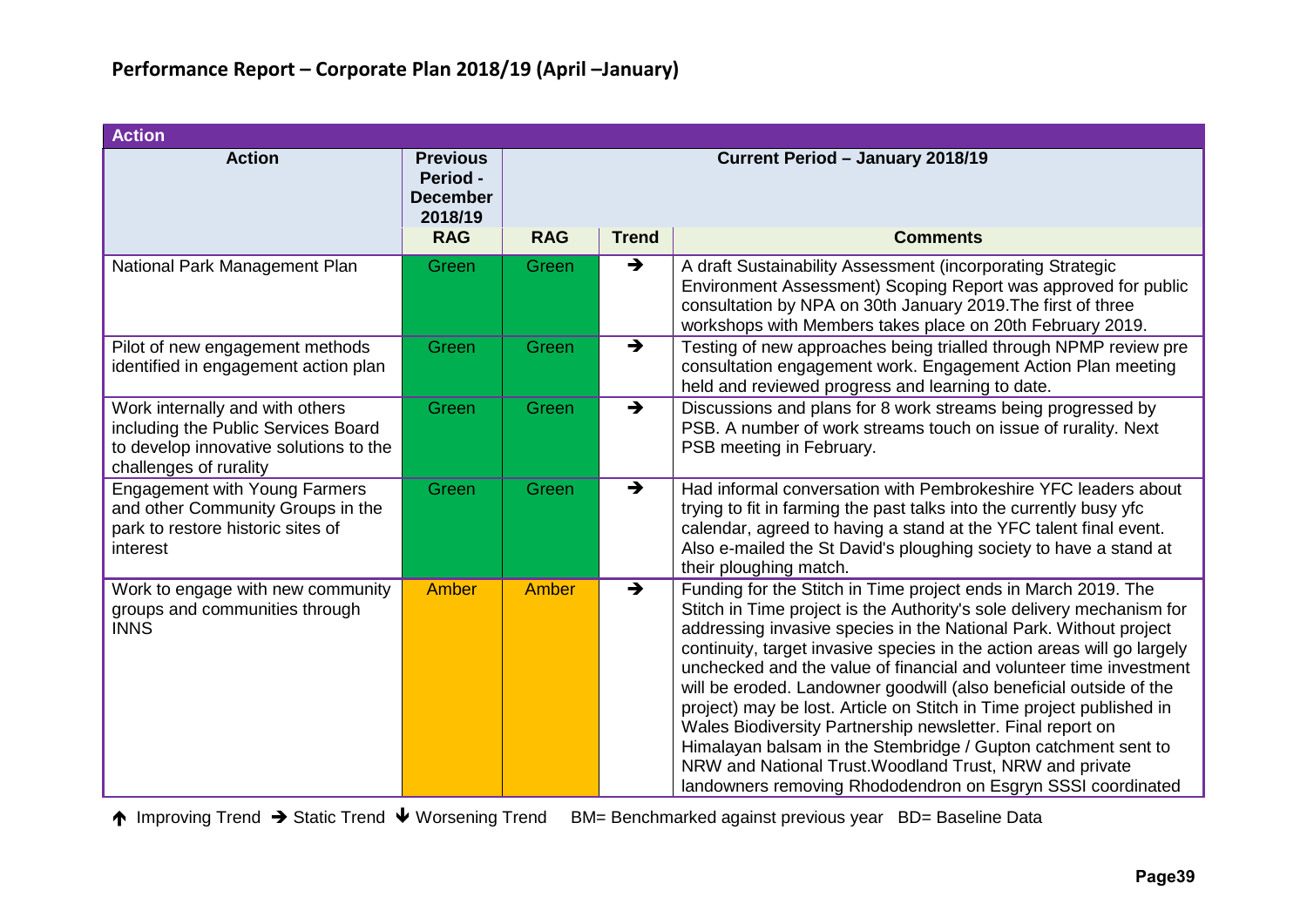## Performance Report – Corporate Plan 2018/19 (April –January)

| Action | Previous Period - December 2018/19 | Current Period – January 2018/19 | | |
|---|---|---|---|---|
| | RAG | RAG | Trend | Comments |
| National Park Management Plan | Green | Green | → | A draft Sustainability Assessment (incorporating Strategic Environment Assessment) Scoping Report was approved for public consultation by NPA on 30th January 2019.The first of three workshops with Members takes place on 20th February 2019. |
| Pilot of new engagement methods identified in engagement action plan | Green | Green | → | Testing of new approaches being trialled through NPMP review pre consultation engagement work. Engagement Action Plan meeting held and reviewed progress and learning to date. |
| Work internally and with others including the Public Services Board to develop innovative solutions to the challenges of rurality | Green | Green | → | Discussions and plans for 8 work streams being progressed by PSB. A number of work streams touch on issue of rurality. Next PSB meeting in February. |
| Engagement with Young Farmers and other Community Groups in the park to restore historic sites of interest | Green | Green | → | Had informal conversation with Pembrokeshire YFC leaders about trying to fit in farming the past talks into the currently busy yfc calendar, agreed to having a stand at the YFC talent final event. Also e-mailed the St David's ploughing society to have a stand at their ploughing match. |
| Work to engage with new community groups and communities through INNS | Amber | Amber | → | Funding for the Stitch in Time project ends in March 2019. The Stitch in Time project is the Authority's sole delivery mechanism for addressing invasive species in the National Park. Without project continuity, target invasive species in the action areas will go largely unchecked and the value of financial and volunteer time investment will be eroded. Landowner goodwill (also beneficial outside of the project) may be lost. Article on Stitch in Time project published in Wales Biodiversity Partnership newsletter. Final report on Himalayan balsam in the Stembridge / Gupton catchment sent to NRW and National Trust.Woodland Trust, NRW and private landowners removing Rhododendron on Esgryn SSSI coordinated |

↑ Improving Trend → Static Trend ↓ Worsening Trend BM= Benchmarked against previous year BD= Baseline Data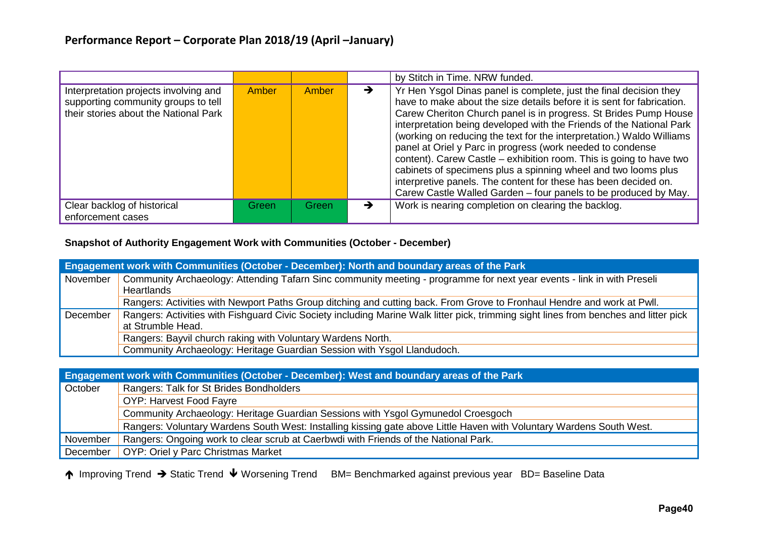## Performance Report – Corporate Plan 2018/19 (April –January)

| | | | | |
|---|---|---|---|---|
| | | | | by Stitch in Time. NRW funded. |
| Interpretation projects involving and supporting community groups to tell their stories about the National Park | Amber | Amber | ➔ | Yr Hen Ysgol Dinas panel is complete, just the final decision they have to make about the size details before it is sent for fabrication. Carew Cheriton Church panel is in progress. St Brides Pump House interpretation being developed with the Friends of the National Park (working on reducing the text for the interpretation.) Waldo Williams panel at Oriel y Parc in progress (work needed to condense content). Carew Castle – exhibition room. This is going to have two cabinets of specimens plus a spinning wheel and two looms plus interpretive panels. The content for these has been decided on. Carew Castle Walled Garden – four panels to be produced by May. |
| Clear backlog of historical enforcement cases | Green | Green | ➔ | Work is nearing completion on clearing the backlog. |

### Snapshot of Authority Engagement Work with Communities (October - December)

| Engagement work with Communities (October - December): North and boundary areas of the Park | |
|---|---|
| November | Community Archaeology: Attending Tafarn Sinc community meeting - programme for next year events - link in with Preseli Heartlands |
| | Rangers: Activities with Newport Paths Group ditching and cutting back. From Grove to Fronhaul Hendre and work at Pwll. |
| December | Rangers: Activities with Fishguard Civic Society including Marine Walk litter pick, trimming sight lines from benches and litter pick at Strumble Head. |
| | Rangers: Bayvil church raking with Voluntary Wardens North. |
| | Community Archaeology: Heritage Guardian Session with Ysgol Llandudoch. |

| Engagement work with Communities (October - December): West and boundary areas of the Park | |
|---|---|
| October | Rangers: Talk for St Brides Bondholders |
| | OYP: Harvest Food Fayre |
| | Community Archaeology: Heritage Guardian Sessions with Ysgol Gymunedol Croesgoch |
| | Rangers: Voluntary Wardens South West: Installing kissing gate above Little Haven with Voluntary Wardens South West. |
| November | Rangers: Ongoing work to clear scrub at Caerbwdi with Friends of the National Park. |
| December | OYP: Oriel y Parc Christmas Market |

🡑 Improving Trend ➔ Static Trend 🡓 Worsening Trend BM= Benchmarked against previous year BD= Baseline Data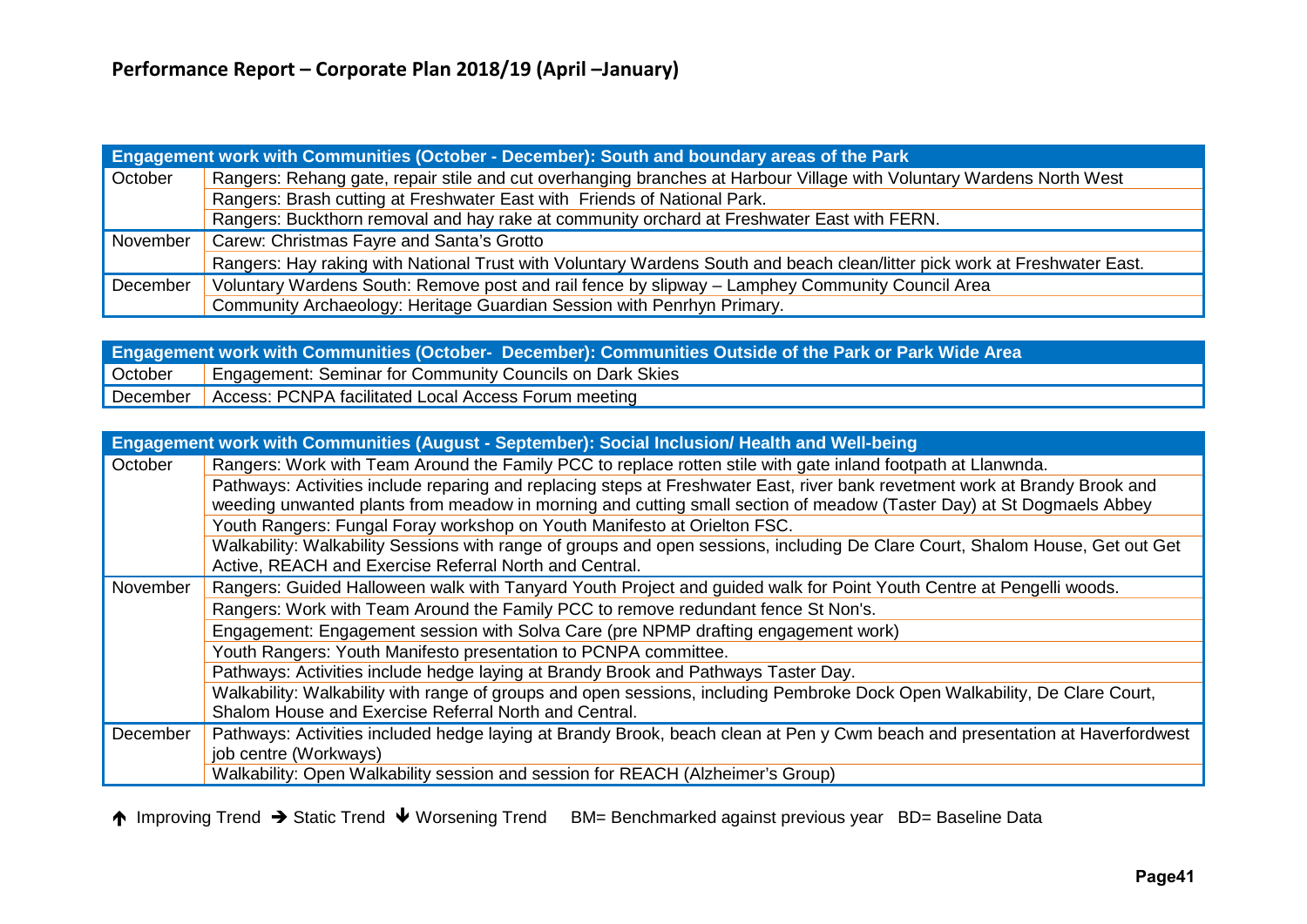## Performance Report – Corporate Plan 2018/19 (April –January)

| Engagement work with Communities (October - December): South and boundary areas of the Park | |
|---|---|
| October | Rangers: Rehang gate, repair stile and cut overhanging branches at Harbour Village with Voluntary Wardens North West |
| | Rangers: Brash cutting at Freshwater East with Friends of National Park. |
| | Rangers: Buckthorn removal and hay rake at community orchard at Freshwater East with FERN. |
| November | Carew: Christmas Fayre and Santa's Grotto |
| | Rangers: Hay raking with National Trust with Voluntary Wardens South and beach clean/litter pick work at Freshwater East. |
| December | Voluntary Wardens South: Remove post and rail fence by slipway – Lamphey Community Council Area |
| | Community Archaeology: Heritage Guardian Session with Penrhyn Primary. |

| Engagement work with Communities (October- December): Communities Outside of the Park or Park Wide Area | |
|---|---|
| October | Engagement: Seminar for Community Councils on Dark Skies |
| December | Access: PCNPA facilitated Local Access Forum meeting |

| Engagement work with Communities (August - September): Social Inclusion/ Health and Well-being | |
|---|---|
| October | Rangers: Work with Team Around the Family PCC to replace rotten stile with gate inland footpath at Llanwnda. |
| | Pathways: Activities include reparing and replacing steps at Freshwater East, river bank revetment work at Brandy Brook and weeding unwanted plants from meadow in morning and cutting small section of meadow (Taster Day) at St Dogmaels Abbey |
| | Youth Rangers: Fungal Foray workshop on Youth Manifesto at Orielton FSC. |
| | Walkability: Walkability Sessions with range of groups and open sessions, including De Clare Court, Shalom House, Get out Get Active, REACH and Exercise Referral North and Central. |
| November | Rangers: Guided Halloween walk with Tanyard Youth Project and guided walk for Point Youth Centre at Pengelli woods. |
| | Rangers: Work with Team Around the Family PCC to remove redundant fence St Non's. |
| | Engagement: Engagement session with Solva Care (pre NPMP drafting engagement work) |
| | Youth Rangers: Youth Manifesto presentation to PCNPA committee. |
| | Pathways: Activities include hedge laying at Brandy Brook and Pathways Taster Day. |
| | Walkability: Walkability with range of groups and open sessions, including Pembroke Dock Open Walkability, De Clare Court, Shalom House and Exercise Referral North and Central. |
| December | Pathways: Activities included hedge laying at Brandy Brook, beach clean at Pen y Cwm beach and presentation at Haverfordwest job centre (Workways) |
| | Walkability: Open Walkability session and session for REACH (Alzheimer's Group) |

↑ Improving Trend → Static Trend ↓ Worsening Trend BM= Benchmarked against previous year BD= Baseline Data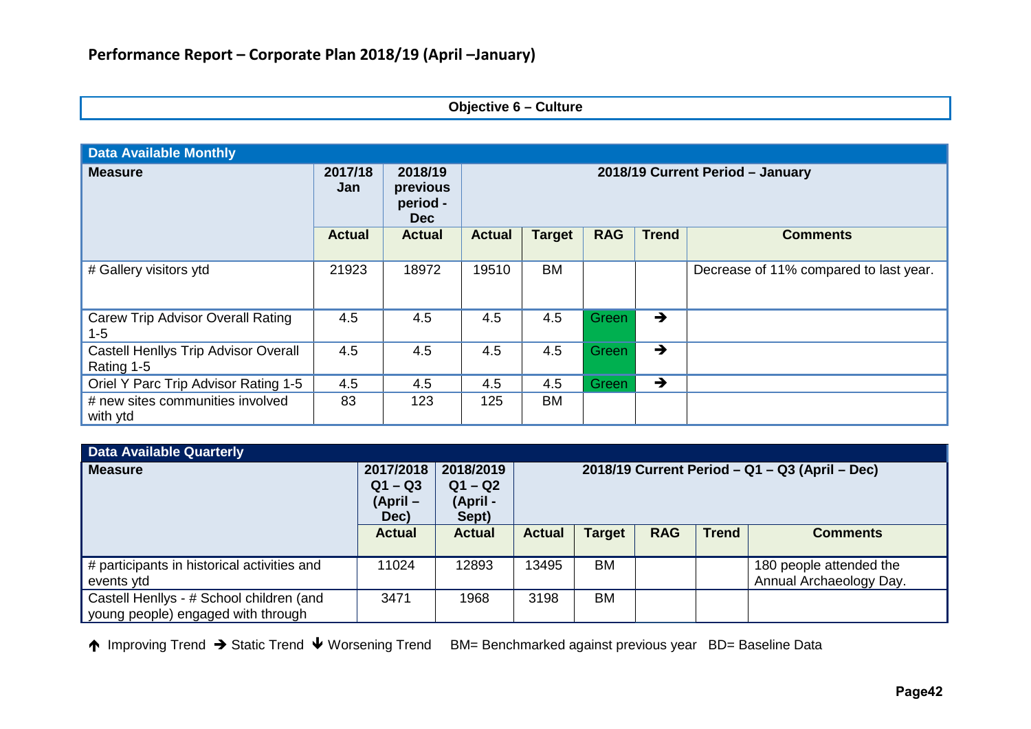## Performance Report – Corporate Plan 2018/19 (April –January)

**Objective 6 – Culture**

| **Data Available Monthly** | | | | | | | |
|---|---|---|---|---|---|---|---|
| **Measure** | **2017/18 Jan** | **2018/19 previous period - Dec** | **2018/19 Current Period – January** | | | | |
| | **Actual** | **Actual** | **Actual** | **Target** | **RAG** | **Trend** | **Comments** |
| # Gallery visitors ytd | 21923 | 18972 | 19510 | BM | | | Decrease of 11% compared to last year. |
| Carew Trip Advisor Overall Rating 1-5 | 4.5 | 4.5 | 4.5 | 4.5 | Green | ➔ | |
| Castell Henllys Trip Advisor Overall Rating 1-5 | 4.5 | 4.5 | 4.5 | 4.5 | Green | ➔ | |
| Oriel Y Parc Trip Advisor Rating 1-5 | 4.5 | 4.5 | 4.5 | 4.5 | Green | ➔ | |
| # new sites communities involved with ytd | 83 | 123 | 125 | BM | | | |

| **Data Available Quarterly** | | | | | | | |
|---|---|---|---|---|---|---|---|
| **Measure** | **2017/2018 Q1 – Q3 (April – Dec)** | **2018/2019 Q1 – Q2 (April - Sept)** | **2018/19 Current Period – Q1 – Q3 (April – Dec)** | | | | |
| | **Actual** | **Actual** | **Actual** | **Target** | **RAG** | **Trend** | **Comments** |
| # participants in historical activities and events ytd | 11024 | 12893 | 13495 | BM | | | 180 people attended the Annual Archaeology Day. |
| Castell Henllys - # School children (and young people) engaged with through | 3471 | 1968 | 3198 | BM | | | |

🡅 Improving Trend ➔ Static Trend 🡇 Worsening Trend  BM= Benchmarked against previous year  BD= Baseline Data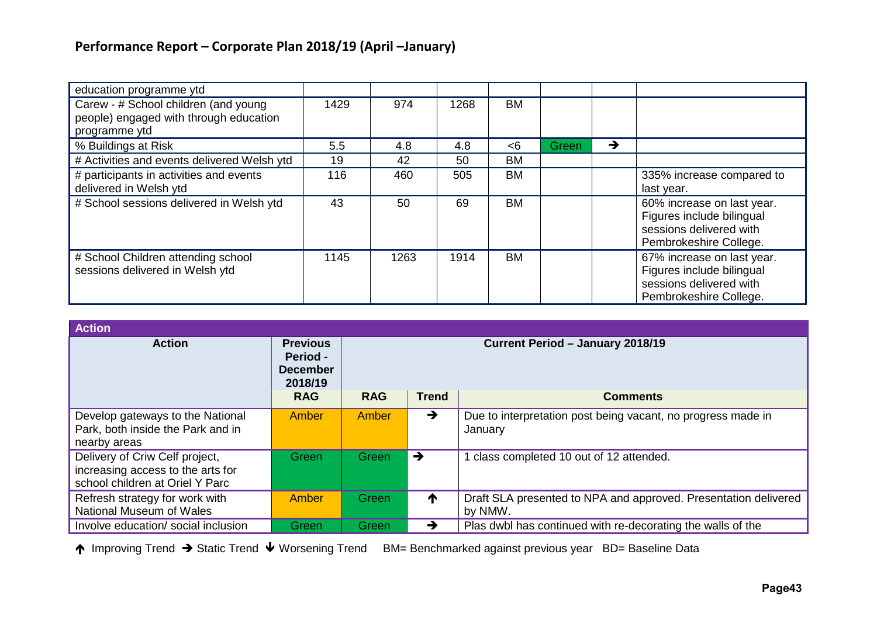## Performance Report – Corporate Plan 2018/19 (April –January)

| | | | | | | | |
|---|---|---|---|---|---|---|---|
| education programme ytd | | | | | | | |
| Carew - # School children (and young people) engaged with through education programme ytd | 1429 | 974 | 1268 | BM | | | |
| % Buildings at Risk | 5.5 | 4.8 | 4.8 | <6 | Green | → | |
| # Activities and events delivered Welsh ytd | 19 | 42 | 50 | BM | | | |
| # participants in activities and events delivered in Welsh ytd | 116 | 460 | 505 | BM | | | 335% increase compared to last year. |
| # School sessions delivered in Welsh ytd | 43 | 50 | 69 | BM | | | 60% increase on last year. Figures include bilingual sessions delivered with Pembrokeshire College. |
| # School Children attending school sessions delivered in Welsh ytd | 1145 | 1263 | 1914 | BM | | | 67% increase on last year. Figures include bilingual sessions delivered with Pembrokeshire College. |

| Action | Previous Period - December 2018/19 | Current Period – January 2018/19 | | |
|---|---|---|---|---|
| | RAG | RAG | Trend | Comments |
| Develop gateways to the National Park, both inside the Park and in nearby areas | Amber | Amber | → | Due to interpretation post being vacant, no progress made in January |
| Delivery of Criw Celf project, increasing access to the arts for school children at Oriel Y Parc | Green | Green | → | 1 class completed 10 out of 12 attended. |
| Refresh strategy for work with National Museum of Wales | Amber | Green | ↑ | Draft SLA presented to NPA and approved. Presentation delivered by NMW. |
| Involve education/ social inclusion | Green | Green | → | Plas dwbl has continued with re-decorating the walls of the |

↑ Improving Trend → Static Trend ↓ Worsening Trend BM= Benchmarked against previous year BD= Baseline Data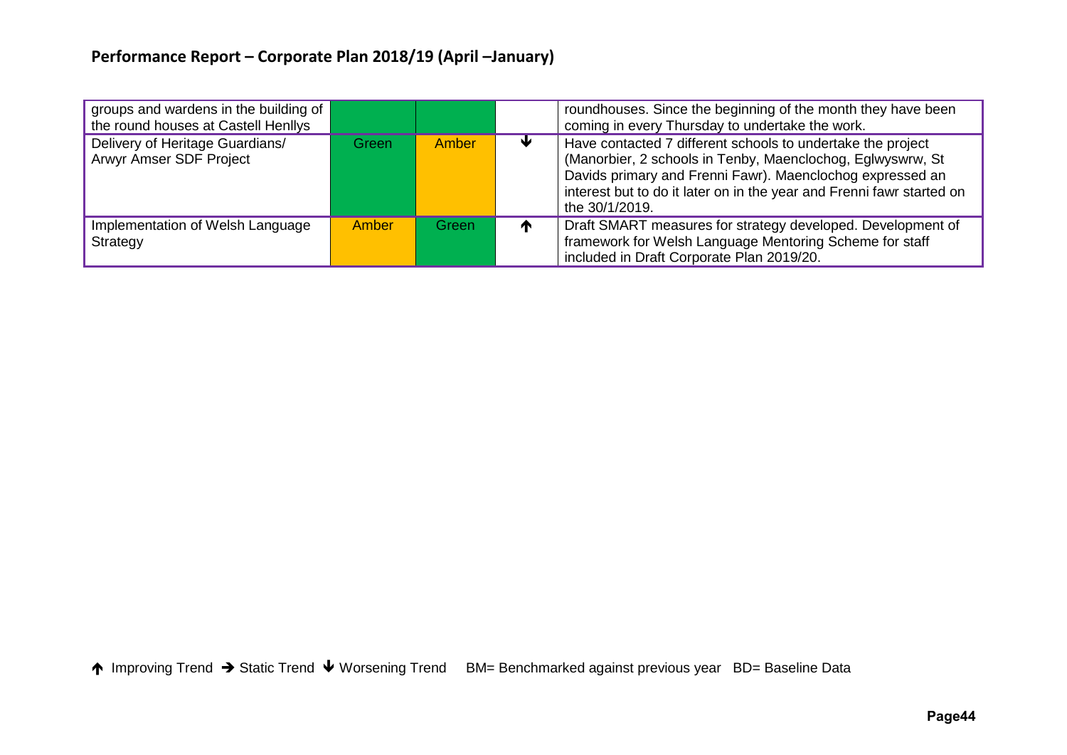## Performance Report – Corporate Plan 2018/19 (April –January)

| | | | | |
|---|---|---|---|---|
| groups and wardens in the building of the round houses at Castell Henllys | | | | roundhouses. Since the beginning of the month they have been coming in every Thursday to undertake the work. |
| Delivery of Heritage Guardians/ Arwyr Amser SDF Project | Green | Amber | ↓ | Have contacted 7 different schools to undertake the project (Manorbier, 2 schools in Tenby, Maenclochog, Eglwyswrw, St Davids primary and Frenni Fawr). Maenclochog expressed an interest but to do it later on in the year and Frenni fawr started on the 30/1/2019. |
| Implementation of Welsh Language Strategy | Amber | Green | ↑ | Draft SMART measures for strategy developed. Development of framework for Welsh Language Mentoring Scheme for staff included in Draft Corporate Plan 2019/20. |

↑ Improving Trend → Static Trend ↓ Worsening Trend BM= Benchmarked against previous year BD= Baseline Data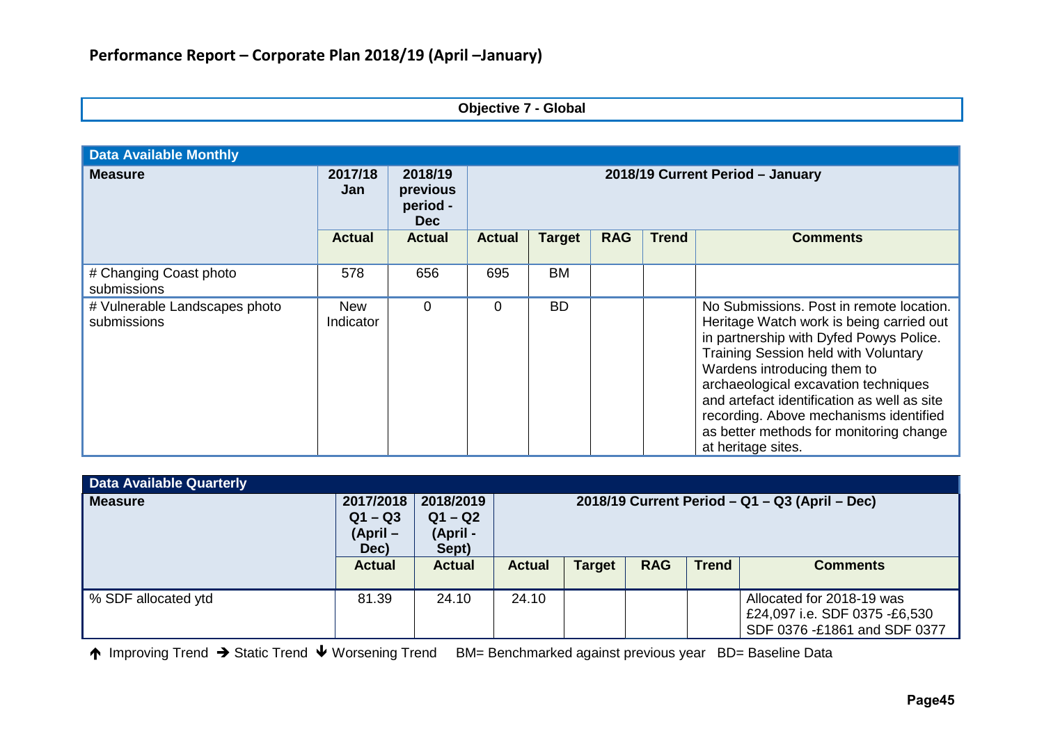## Performance Report – Corporate Plan 2018/19 (April –January)

**Objective 7 - Global**

| Data Available Monthly | | | | | | | |
|---|---|---|---|---|---|---|---|
| **Measure** | **2017/18 Jan** | **2018/19 previous period - Dec** | **2018/19 Current Period – January** | | | | |
| | **Actual** | **Actual** | **Actual** | **Target** | **RAG** | **Trend** | **Comments** |
| # Changing Coast photo submissions | 578 | 656 | 695 | BM | | | |
| # Vulnerable Landscapes photo submissions | New Indicator | 0 | 0 | BD | | | No Submissions. Post in remote location. Heritage Watch work is being carried out in partnership with Dyfed Powys Police. Training Session held with Voluntary Wardens introducing them to archaeological excavation techniques and artefact identification as well as site recording. Above mechanisms identified as better methods for monitoring change at heritage sites. |

| Data Available Quarterly | | | | | | | |
|---|---|---|---|---|---|---|---|
| **Measure** | **2017/2018 Q1 – Q3 (April – Dec)** | **2018/2019 Q1 – Q2 (April - Sept)** | **2018/19 Current Period – Q1 – Q3 (April – Dec)** | | | | |
| | **Actual** | **Actual** | **Actual** | **Target** | **RAG** | **Trend** | **Comments** |
| % SDF allocated ytd | 81.39 | 24.10 | 24.10 | | | | Allocated for 2018-19 was £24,097 i.e. SDF 0375 -£6,530 SDF 0376 -£1861 and SDF 0377 |

↑ Improving Trend → Static Trend ↓ Worsening Trend BM= Benchmarked against previous year BD= Baseline Data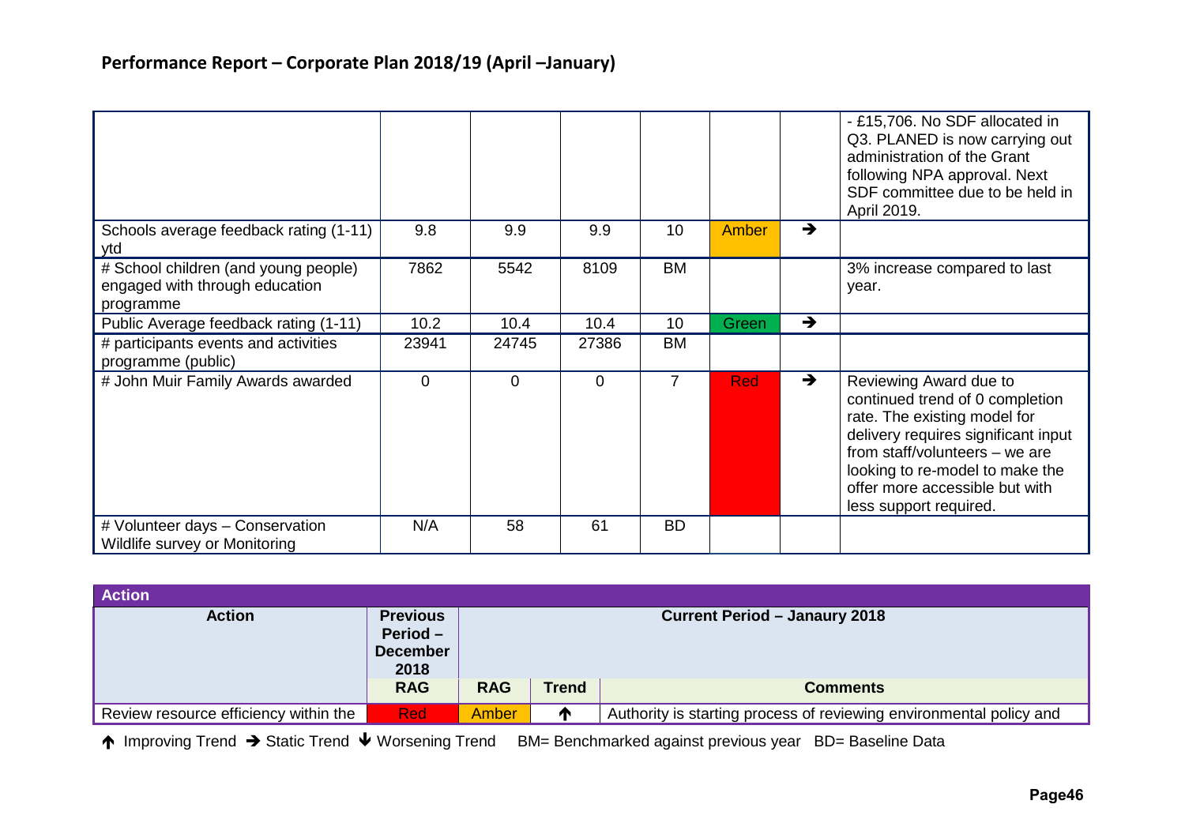## Performance Report – Corporate Plan 2018/19 (April –January)

| | | | | | | | |
|---|---|---|---|---|---|---|---|
| | | | | | | | - £15,706. No SDF allocated in Q3. PLANED is now carrying out administration of the Grant following NPA approval. Next SDF committee due to be held in April 2019. |
| Schools average feedback rating (1-11) ytd | 9.8 | 9.9 | 9.9 | 10 | Amber | → | |
| # School children (and young people) engaged with through education programme | 7862 | 5542 | 8109 | BM | | | 3% increase compared to last year. |
| Public Average feedback rating (1-11) | 10.2 | 10.4 | 10.4 | 10 | Green | → | |
| # participants events and activities programme (public) | 23941 | 24745 | 27386 | BM | | | |
| # John Muir Family Awards awarded | 0 | 0 | 0 | 7 | Red | → | Reviewing Award due to continued trend of 0 completion rate. The existing model for delivery requires significant input from staff/volunteers – we are looking to re-model to make the offer more accessible but with less support required. |
| # Volunteer days – Conservation Wildlife survey or Monitoring | N/A | 58 | 61 | BD | | | |

| Action | | | | |
|---|---|---|---|---|
| **Action** | **Previous Period – December 2018** | **Current Period – Janaury 2018** | | |
| | **RAG** | **RAG** | **Trend** | **Comments** |
| Review resource efficiency within the | Red | Amber | ↑ | Authority is starting process of reviewing environmental policy and |

↑ Improving Trend → Static Trend ↓ Worsening Trend BM= Benchmarked against previous year BD= Baseline Data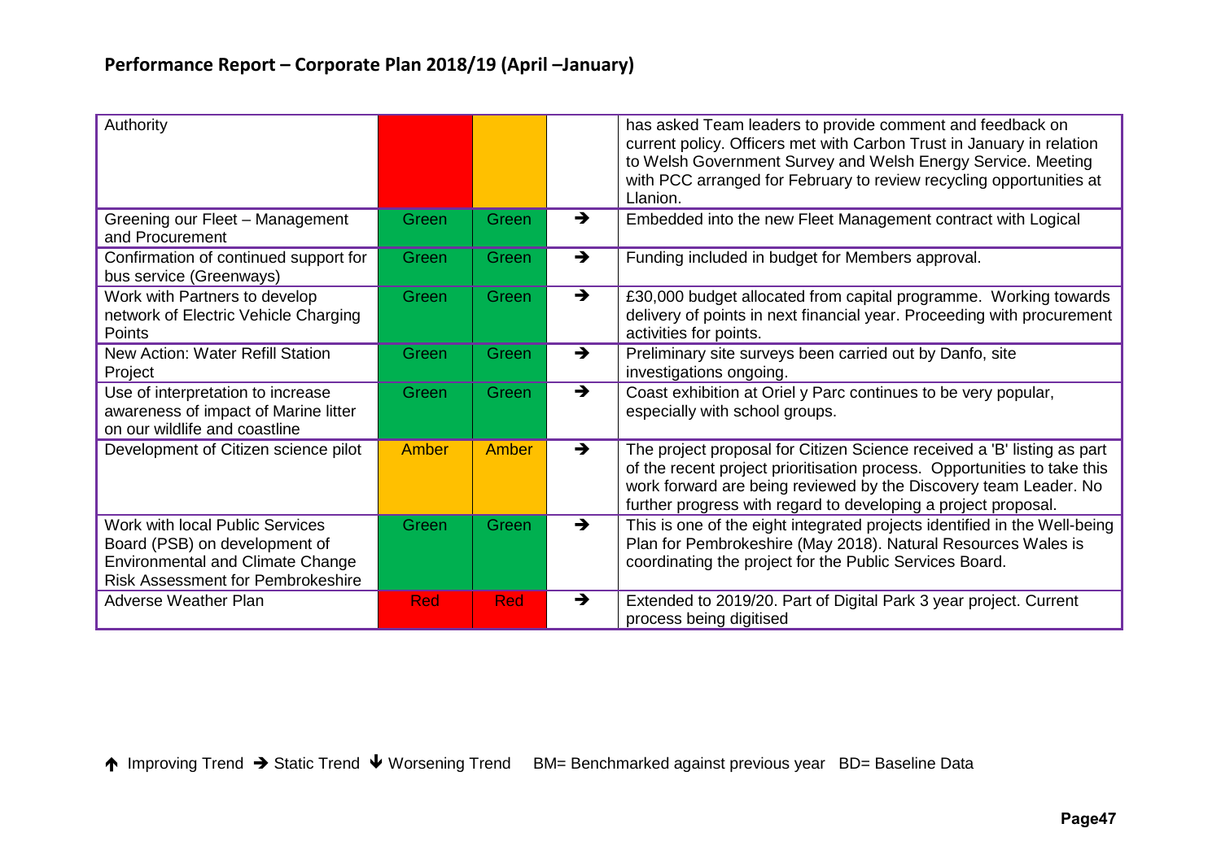## Performance Report – Corporate Plan 2018/19 (April –January)

| | | | | |
|---|---|---|---|---|
| Authority | | | | has asked Team leaders to provide comment and feedback on current policy. Officers met with Carbon Trust in January in relation to Welsh Government Survey and Welsh Energy Service. Meeting with PCC arranged for February to review recycling opportunities at Llanion. |
| Greening our Fleet – Management and Procurement | Green | Green | ➔ | Embedded into the new Fleet Management contract with Logical |
| Confirmation of continued support for bus service (Greenways) | Green | Green | ➔ | Funding included in budget for Members approval. |
| Work with Partners to develop network of Electric Vehicle Charging Points | Green | Green | ➔ | £30,000 budget allocated from capital programme. Working towards delivery of points in next financial year. Proceeding with procurement activities for points. |
| New Action: Water Refill Station Project | Green | Green | ➔ | Preliminary site surveys been carried out by Danfo, site investigations ongoing. |
| Use of interpretation to increase awareness of impact of Marine litter on our wildlife and coastline | Green | Green | ➔ | Coast exhibition at Oriel y Parc continues to be very popular, especially with school groups. |
| Development of Citizen science pilot | Amber | Amber | ➔ | The project proposal for Citizen Science received a 'B' listing as part of the recent project prioritisation process. Opportunities to take this work forward are being reviewed by the Discovery team Leader. No further progress with regard to developing a project proposal. |
| Work with local Public Services Board (PSB) on development of Environmental and Climate Change Risk Assessment for Pembrokeshire | Green | Green | ➔ | This is one of the eight integrated projects identified in the Well-being Plan for Pembrokeshire (May 2018). Natural Resources Wales is coordinating the project for the Public Services Board. |
| Adverse Weather Plan | Red | Red | ➔ | Extended to 2019/20. Part of Digital Park 3 year project. Current process being digitised |

🡅 Improving Trend ➔ Static Trend 🡇 Worsening Trend BM= Benchmarked against previous year BD= Baseline Data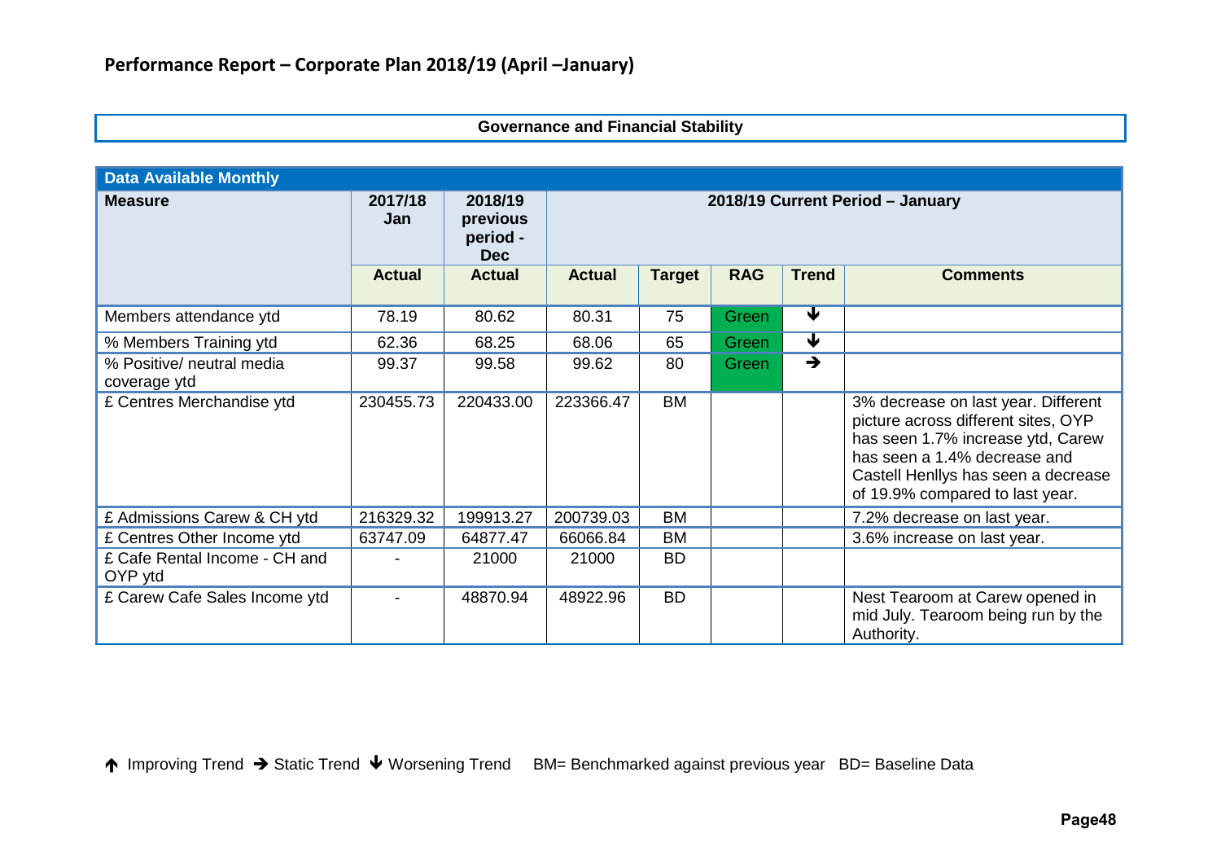## Performance Report – Corporate Plan 2018/19 (April –January)

### Governance and Financial Stability

| Data Available Monthly | | | | | | | |
|---|---|---|---|---|---|---|---|
| **Measure** | **2017/18 Jan** | **2018/19 previous period - Dec** | **2018/19 Current Period – January** | | | | |
| | **Actual** | **Actual** | **Actual** | **Target** | **RAG** | **Trend** | **Comments** |
| Members attendance ytd | 78.19 | 80.62 | 80.31 | 75 | Green | ↓ | |
| % Members Training ytd | 62.36 | 68.25 | 68.06 | 65 | Green | ↓ | |
| % Positive/ neutral media coverage ytd | 99.37 | 99.58 | 99.62 | 80 | Green | → | |
| £ Centres Merchandise ytd | 230455.73 | 220433.00 | 223366.47 | BM | | | 3% decrease on last year. Different picture across different sites, OYP has seen 1.7% increase ytd, Carew has seen a 1.4% decrease and Castell Henllys has seen a decrease of 19.9% compared to last year. |
| £ Admissions Carew & CH ytd | 216329.32 | 199913.27 | 200739.03 | BM | | | 7.2% decrease on last year. |
| £ Centres Other Income ytd | 63747.09 | 64877.47 | 66066.84 | BM | | | 3.6% increase on last year. |
| £ Cafe Rental Income - CH and OYP ytd | - | 21000 | 21000 | BD | | | |
| £ Carew Cafe Sales Income ytd | - | 48870.94 | 48922.96 | BD | | | Nest Tearoom at Carew opened in mid July. Tearoom being run by the Authority. |

↑ Improving Trend → Static Trend ↓ Worsening Trend BM= Benchmarked against previous year BD= Baseline Data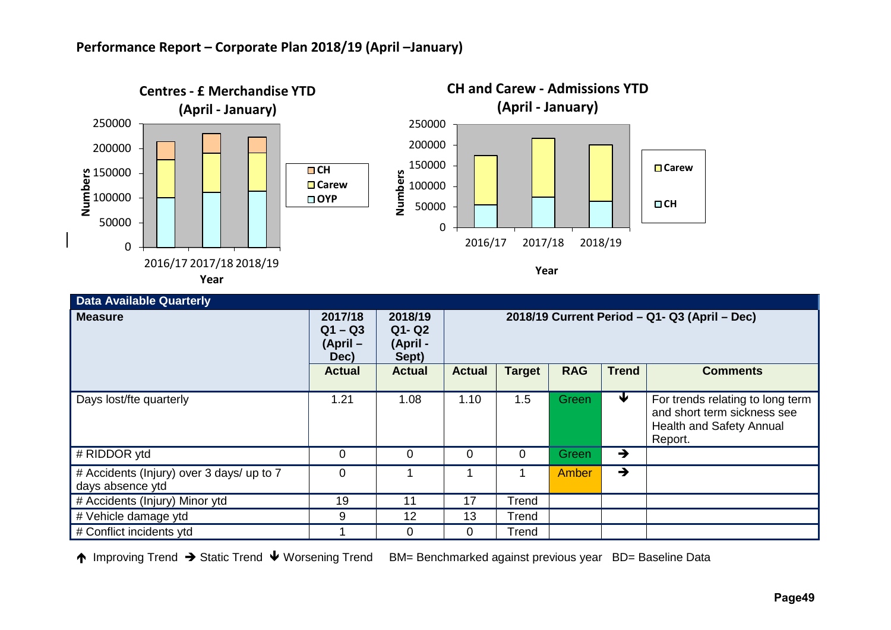## Performance Report – Corporate Plan 2018/19 (April –January)

**Centres - £ Merchandise YTD (April - January)**

Numbers: 0, 50000, 100000, 150000, 200000, 250000

Year: 2016/17, 2017/18, 2018/19

CH, Carew, OYP

**CH and Carew - Admissions YTD (April - January)**

Numbers: 0, 50000, 100000, 150000, 200000, 250000

Year: 2016/17, 2017/18, 2018/19

Carew, CH

| Data Available Quarterly | | | | | | | |
|---|---|---|---|---|---|---|---|
| **Measure** | **2017/18 Q1 – Q3 (April – Dec)** | **2018/19 Q1- Q2 (April - Sept)** | **2018/19 Current Period – Q1- Q3 (April – Dec)** | | | | |
| | **Actual** | **Actual** | **Actual** | **Target** | **RAG** | **Trend** | **Comments** |
| Days lost/fte quarterly | 1.21 | 1.08 | 1.10 | 1.5 | Green | ↓ | For trends relating to long term and short term sickness see Health and Safety Annual Report. |
| # RIDDOR ytd | 0 | 0 | 0 | 0 | Green | → | |
| # Accidents (Injury) over 3 days/ up to 7 days absence ytd | 0 | 1 | 1 | 1 | Amber | → | |
| # Accidents (Injury) Minor ytd | 19 | 11 | 17 | Trend | | | |
| # Vehicle damage ytd | 9 | 12 | 13 | Trend | | | |
| # Conflict incidents ytd | 1 | 0 | 0 | Trend | | | |

↑ Improving Trend → Static Trend ↓ Worsening Trend BM= Benchmarked against previous year BD= Baseline Data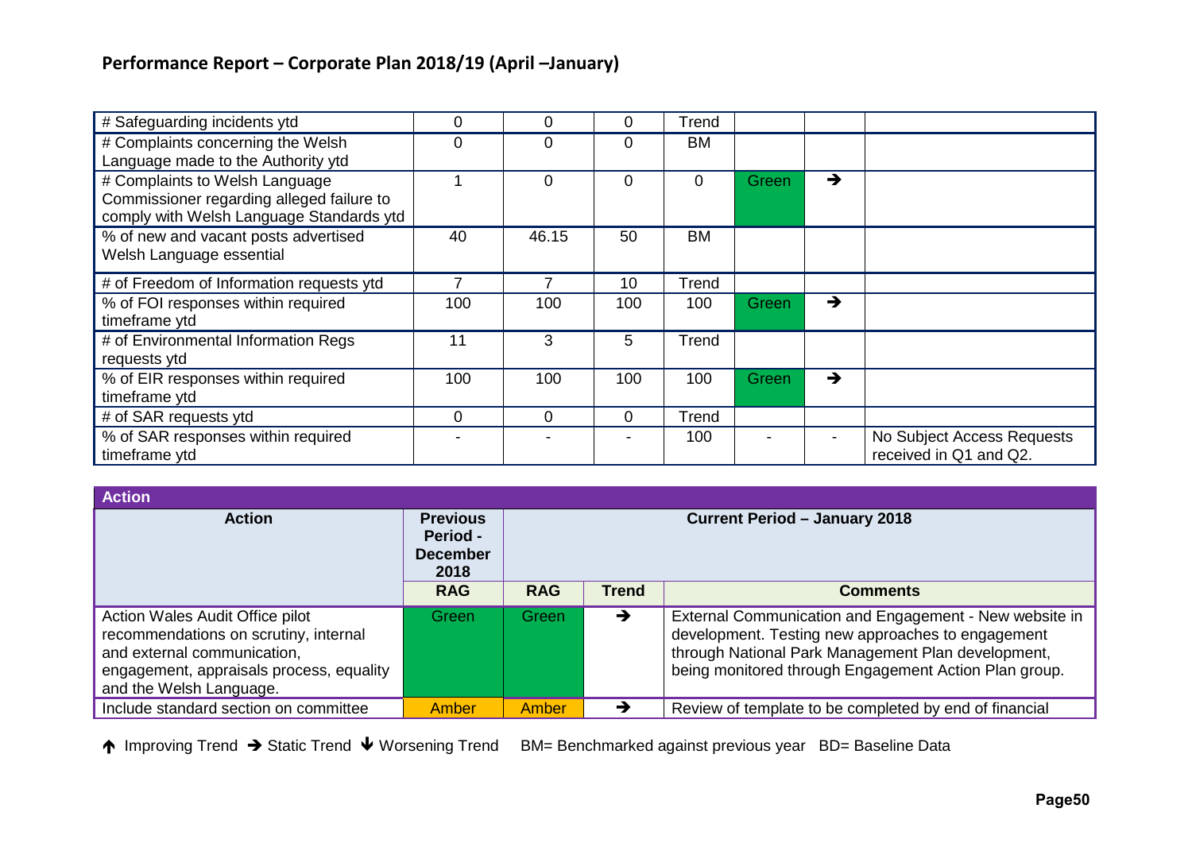## Performance Report – Corporate Plan 2018/19 (April –January)

| | | | | | | | |
|---|---|---|---|---|---|---|---|
| # Safeguarding incidents ytd | 0 | 0 | 0 | Trend | | | |
| # Complaints concerning the Welsh Language made to the Authority ytd | 0 | 0 | 0 | BM | | | |
| # Complaints to Welsh Language Commissioner regarding alleged failure to comply with Welsh Language Standards ytd | 1 | 0 | 0 | 0 | Green | → | |
| % of new and vacant posts advertised Welsh Language essential | 40 | 46.15 | 50 | BM | | | |
| # of Freedom of Information requests ytd | 7 | 7 | 10 | Trend | | | |
| % of FOI responses within required timeframe ytd | 100 | 100 | 100 | 100 | Green | → | |
| # of Environmental Information Regs requests ytd | 11 | 3 | 5 | Trend | | | |
| % of EIR responses within required timeframe ytd | 100 | 100 | 100 | 100 | Green | → | |
| # of SAR requests ytd | 0 | 0 | 0 | Trend | | | |
| % of SAR responses within required timeframe ytd | - | - | - | 100 | - | - | No Subject Access Requests received in Q1 and Q2. |

| Action | Previous Period - December 2018 | Current Period – January 2018 | | |
|---|---|---|---|---|
| | RAG | RAG | Trend | Comments |
| Action Wales Audit Office pilot recommendations on scrutiny, internal and external communication, engagement, appraisals process, equality and the Welsh Language. | Green | Green | → | External Communication and Engagement - New website in development. Testing new approaches to engagement through National Park Management Plan development, being monitored through Engagement Action Plan group. |
| Include standard section on committee | Amber | Amber | → | Review of template to be completed by end of financial |

↑ Improving Trend → Static Trend ↓ Worsening Trend BM= Benchmarked against previous year BD= Baseline Data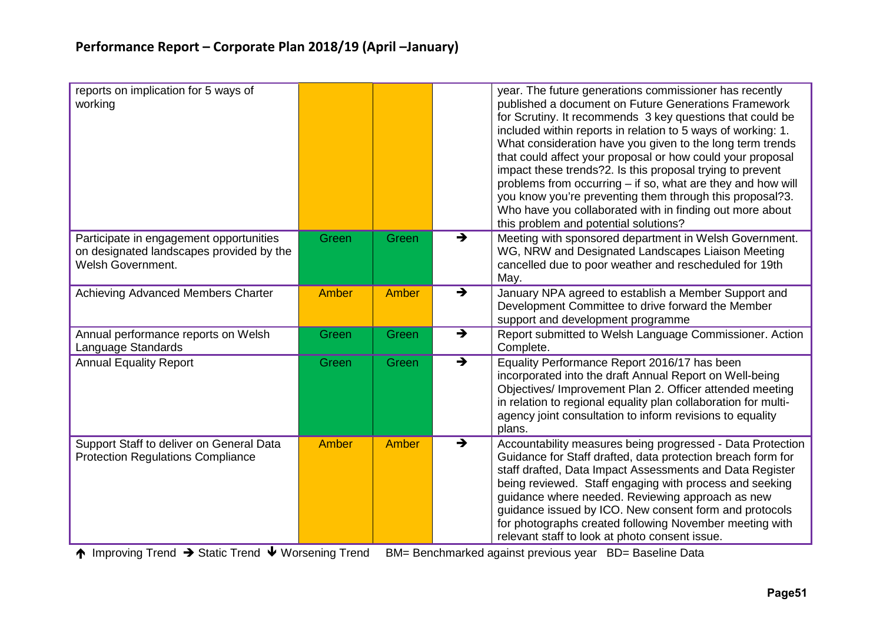## Performance Report – Corporate Plan 2018/19 (April –January)

| | | | | |
|---|---|---|---|---|
| reports on implication for 5 ways of working | | | | year. The future generations commissioner has recently published a document on Future Generations Framework for Scrutiny. It recommends 3 key questions that could be included within reports in relation to 5 ways of working: 1. What consideration have you given to the long term trends that could affect your proposal or how could your proposal impact these trends?2. Is this proposal trying to prevent problems from occurring – if so, what are they and how will you know you're preventing them through this proposal?3. Who have you collaborated with in finding out more about this problem and potential solutions? |
| Participate in engagement opportunities on designated landscapes provided by the Welsh Government. | Green | Green | → | Meeting with sponsored department in Welsh Government. WG, NRW and Designated Landscapes Liaison Meeting cancelled due to poor weather and rescheduled for 19th May. |
| Achieving Advanced Members Charter | Amber | Amber | → | January NPA agreed to establish a Member Support and Development Committee to drive forward the Member support and development programme |
| Annual performance reports on Welsh Language Standards | Green | Green | → | Report submitted to Welsh Language Commissioner. Action Complete. |
| Annual Equality Report | Green | Green | → | Equality Performance Report 2016/17 has been incorporated into the draft Annual Report on Well-being Objectives/ Improvement Plan 2. Officer attended meeting in relation to regional equality plan collaboration for multi-agency joint consultation to inform revisions to equality plans. |
| Support Staff to deliver on General Data Protection Regulations Compliance | Amber | Amber | → | Accountability measures being progressed - Data Protection Guidance for Staff drafted, data protection breach form for staff drafted, Data Impact Assessments and Data Register being reviewed. Staff engaging with process and seeking guidance where needed. Reviewing approach as new guidance issued by ICO. New consent form and protocols for photographs created following November meeting with relevant staff to look at photo consent issue. |

↑ Improving Trend → Static Trend ↓ Worsening Trend BM= Benchmarked against previous year BD= Baseline Data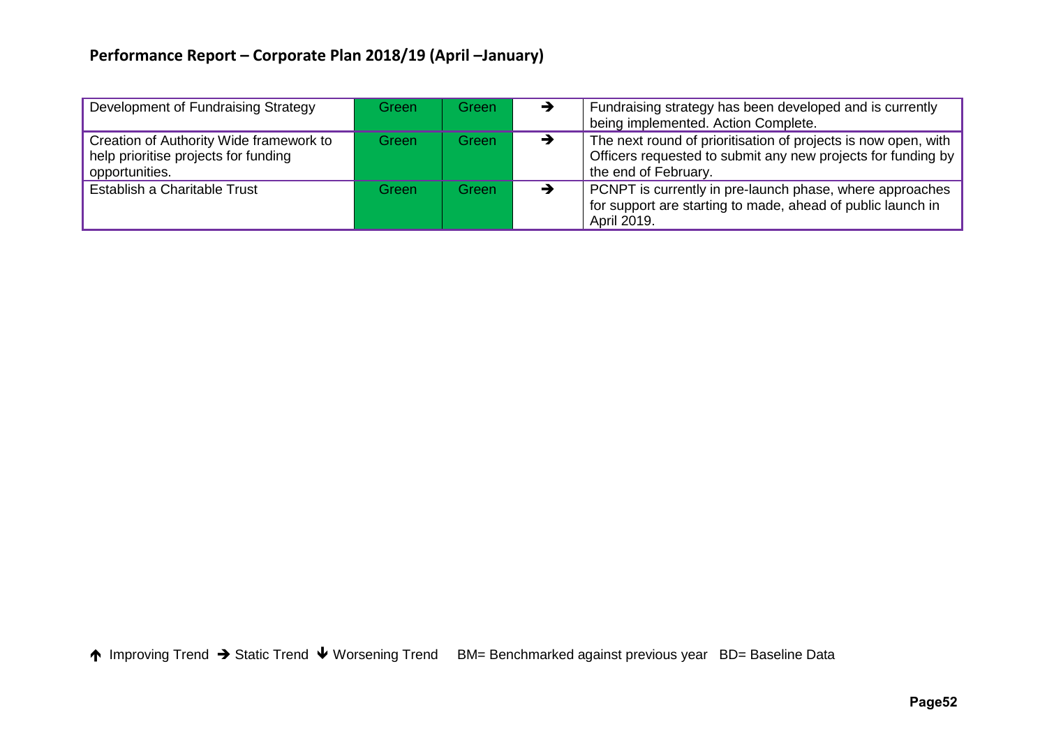## Performance Report – Corporate Plan 2018/19 (April –January)

| | | | | |
|---|---|---|---|---|
| Development of Fundraising Strategy | Green | Green | ➔ | Fundraising strategy has been developed and is currently being implemented. Action Complete. |
| Creation of Authority Wide framework to help prioritise projects for funding opportunities. | Green | Green | ➔ | The next round of prioritisation of projects is now open, with Officers requested to submit any new projects for funding by the end of February. |
| Establish a Charitable Trust | Green | Green | ➔ | PCNPT is currently in pre-launch phase, where approaches for support are starting to made, ahead of public launch in April 2019. |

↑ Improving Trend ➔ Static Trend ↓ Worsening Trend BM= Benchmarked against previous year BD= Baseline Data